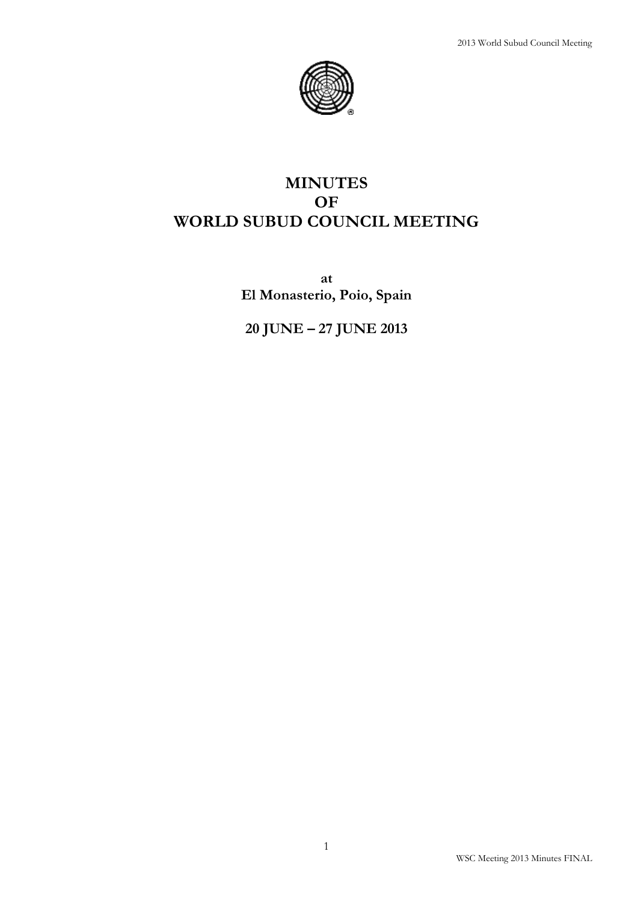# MINUTES
# OF
# WORLD SUBUD COUNCIL MEETING

**at**
**El Monasterio, Poio, Spain**

**20 JUNE – 27 JUNE 2013**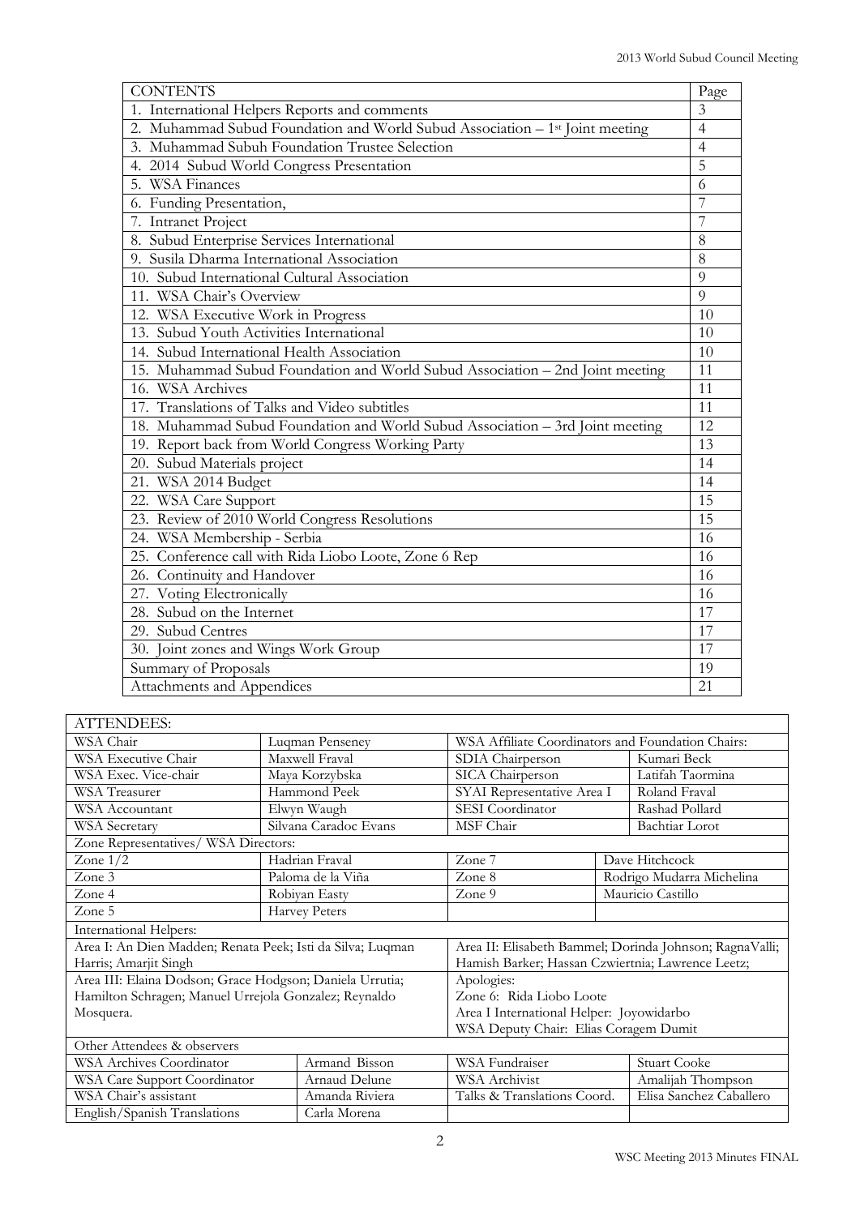| CONTENTS | Page |
|---|---|
| 1. International Helpers Reports and comments | 3 |
| 2. Muhammad Subud Foundation and World Subud Association – 1st Joint meeting | 4 |
| 3. Muhammad Subuh Foundation Trustee Selection | 4 |
| 4. 2014 Subud World Congress Presentation | 5 |
| 5. WSA Finances | 6 |
| 6. Funding Presentation, | 7 |
| 7. Intranet Project | 7 |
| 8. Subud Enterprise Services International | 8 |
| 9. Susila Dharma International Association | 8 |
| 10. Subud International Cultural Association | 9 |
| 11. WSA Chair's Overview | 9 |
| 12. WSA Executive Work in Progress | 10 |
| 13. Subud Youth Activities International | 10 |
| 14. Subud International Health Association | 10 |
| 15. Muhammad Subud Foundation and World Subud Association – 2nd Joint meeting | 11 |
| 16. WSA Archives | 11 |
| 17. Translations of Talks and Video subtitles | 11 |
| 18. Muhammad Subud Foundation and World Subud Association – 3rd Joint meeting | 12 |
| 19. Report back from World Congress Working Party | 13 |
| 20. Subud Materials project | 14 |
| 21. WSA 2014 Budget | 14 |
| 22. WSA Care Support | 15 |
| 23. Review of 2010 World Congress Resolutions | 15 |
| 24. WSA Membership - Serbia | 16 |
| 25. Conference call with Rida Liobo Loote, Zone 6 Rep | 16 |
| 26. Continuity and Handover | 16 |
| 27. Voting Electronically | 16 |
| 28. Subud on the Internet | 17 |
| 29. Subud Centres | 17 |
| 30. Joint zones and Wings Work Group | 17 |
| Summary of Proposals | 19 |
| Attachments and Appendices | 21 |

| ATTENDEES: | | | |
|---|---|---|---|
| WSA Chair | Luqman Penseney | WSA Affiliate Coordinators and Foundation Chairs: | |
| WSA Executive Chair | Maxwell Fraval | SDIA Chairperson | Kumari Beck |
| WSA Exec. Vice-chair | Maya Korzybska | SICA Chairperson | Latifah Taormina |
| WSA Treasurer | Hammond Peek | SYAI Representative Area I | Roland Fraval |
| WSA Accountant | Elwyn Waugh | SESI Coordinator | Rashad Pollard |
| WSA Secretary | Silvana Caradoc Evans | MSF Chair | Bachtiar Lorot |
| Zone Representatives/ WSA Directors: | | | |
| Zone 1/2 | Hadrian Fraval | Zone 7 | Dave Hitchcock |
| Zone 3 | Paloma de la Viña | Zone 8 | Rodrigo Mudarra Michelina |
| Zone 4 | Robiyan Easty | Zone 9 | Mauricio Castillo |
| Zone 5 | Harvey Peters | | |
| International Helpers: | | | |
| Area I: An Dien Madden; Renata Peek; Isti da Silva; Luqman Harris; Amarjit Singh | | Area II: Elisabeth Bammel; Dorinda Johnson; RagnaValli; Hamish Barker; Hassan Czwiertnia; Lawrence Leetz; | |
| Area III: Elaina Dodson; Grace Hodgson; Daniela Urrutia; Hamilton Schragen; Manuel Urrejola Gonzalez; Reynaldo Mosquera. | | Apologies:<br>Zone 6: Rida Liobo Loote<br>Area I International Helper: Joyowidarbo<br>WSA Deputy Chair: Elias Coragem Dumit | |
| Other Attendees & observers | | | |
| WSA Archives Coordinator | Armand Bisson | WSA Fundraiser | Stuart Cooke |
| WSA Care Support Coordinator | Arnaud Delune | WSA Archivist | Amalijah Thompson |
| WSA Chair's assistant | Amanda Riviera | Talks & Translations Coord. | Elisa Sanchez Caballero |
| English/Spanish Translations | Carla Morena | | |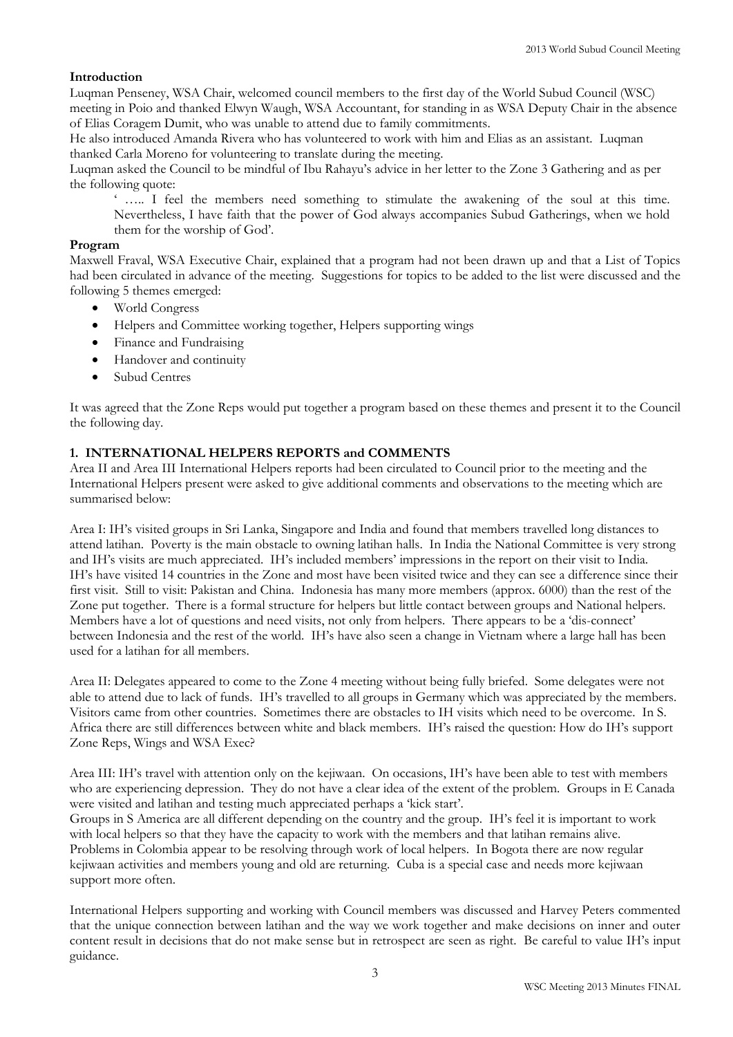**Introduction**

Luqman Penseney, WSA Chair, welcomed council members to the first day of the World Subud Council (WSC) meeting in Poio and thanked Elwyn Waugh, WSA Accountant, for standing in as WSA Deputy Chair in the absence of Elias Coragem Dumit, who was unable to attend due to family commitments.

He also introduced Amanda Rivera who has volunteered to work with him and Elias as an assistant. Luqman thanked Carla Moreno for volunteering to translate during the meeting.

Luqman asked the Council to be mindful of Ibu Rahayu's advice in her letter to the Zone 3 Gathering and as per the following quote:

> ' ….. I feel the members need something to stimulate the awakening of the soul at this time. Nevertheless, I have faith that the power of God always accompanies Subud Gatherings, when we hold them for the worship of God'.

**Program**

Maxwell Fraval, WSA Executive Chair, explained that a program had not been drawn up and that a List of Topics had been circulated in advance of the meeting. Suggestions for topics to be added to the list were discussed and the following 5 themes emerged:

- World Congress
- Helpers and Committee working together, Helpers supporting wings
- Finance and Fundraising
- Handover and continuity
- Subud Centres

It was agreed that the Zone Reps would put together a program based on these themes and present it to the Council the following day.

**1. INTERNATIONAL HELPERS REPORTS and COMMENTS**

Area II and Area III International Helpers reports had been circulated to Council prior to the meeting and the International Helpers present were asked to give additional comments and observations to the meeting which are summarised below:

Area I: IH's visited groups in Sri Lanka, Singapore and India and found that members travelled long distances to attend latihan. Poverty is the main obstacle to owning latihan halls. In India the National Committee is very strong and IH's visits are much appreciated. IH's included members' impressions in the report on their visit to India. IH's have visited 14 countries in the Zone and most have been visited twice and they can see a difference since their first visit. Still to visit: Pakistan and China. Indonesia has many more members (approx. 6000) than the rest of the Zone put together. There is a formal structure for helpers but little contact between groups and National helpers. Members have a lot of questions and need visits, not only from helpers. There appears to be a 'dis-connect' between Indonesia and the rest of the world. IH's have also seen a change in Vietnam where a large hall has been used for a latihan for all members.

Area II: Delegates appeared to come to the Zone 4 meeting without being fully briefed. Some delegates were not able to attend due to lack of funds. IH's travelled to all groups in Germany which was appreciated by the members. Visitors came from other countries. Sometimes there are obstacles to IH visits which need to be overcome. In S. Africa there are still differences between white and black members. IH's raised the question: How do IH's support Zone Reps, Wings and WSA Exec?

Area III: IH's travel with attention only on the kejiwaan. On occasions, IH's have been able to test with members who are experiencing depression. They do not have a clear idea of the extent of the problem. Groups in E Canada were visited and latihan and testing much appreciated perhaps a 'kick start'.

Groups in S America are all different depending on the country and the group. IH's feel it is important to work with local helpers so that they have the capacity to work with the members and that latihan remains alive. Problems in Colombia appear to be resolving through work of local helpers. In Bogota there are now regular kejiwaan activities and members young and old are returning. Cuba is a special case and needs more kejiwaan support more often.

International Helpers supporting and working with Council members was discussed and Harvey Peters commented that the unique connection between latihan and the way we work together and make decisions on inner and outer content result in decisions that do not make sense but in retrospect are seen as right. Be careful to value IH's input guidance.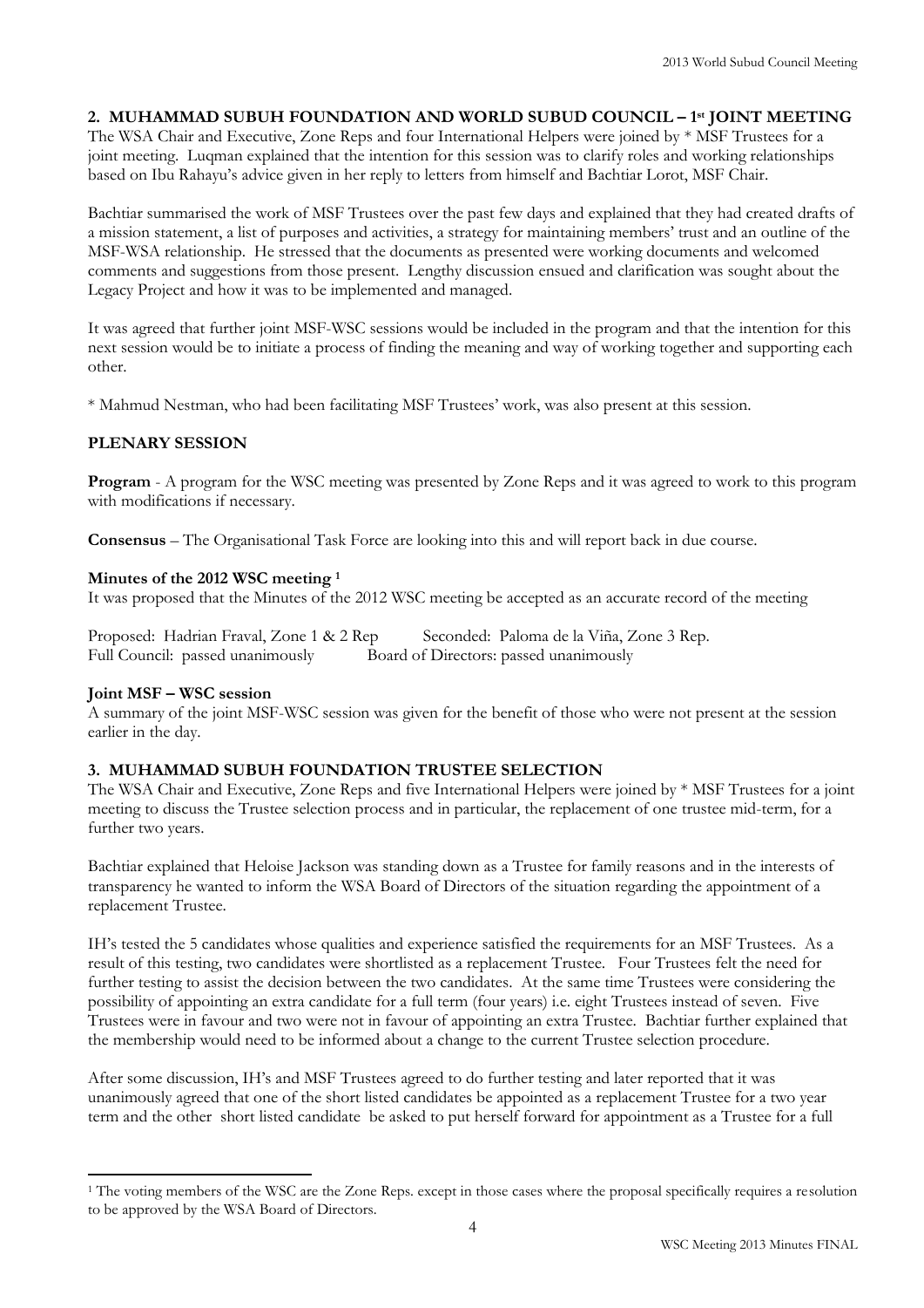## 2. MUHAMMAD SUBUH FOUNDATION AND WORLD SUBUD COUNCIL – 1st JOINT MEETING

The WSA Chair and Executive, Zone Reps and four International Helpers were joined by * MSF Trustees for a joint meeting. Luqman explained that the intention for this session was to clarify roles and working relationships based on Ibu Rahayu's advice given in her reply to letters from himself and Bachtiar Lorot, MSF Chair.

Bachtiar summarised the work of MSF Trustees over the past few days and explained that they had created drafts of a mission statement, a list of purposes and activities, a strategy for maintaining members' trust and an outline of the MSF-WSA relationship. He stressed that the documents as presented were working documents and welcomed comments and suggestions from those present. Lengthy discussion ensued and clarification was sought about the Legacy Project and how it was to be implemented and managed.

It was agreed that further joint MSF-WSC sessions would be included in the program and that the intention for this next session would be to initiate a process of finding the meaning and way of working together and supporting each other.

* Mahmud Nestman, who had been facilitating MSF Trustees' work, was also present at this session.

### PLENARY SESSION

**Program** - A program for the WSC meeting was presented by Zone Reps and it was agreed to work to this program with modifications if necessary.

**Consensus** – The Organisational Task Force are looking into this and will report back in due course.

**Minutes of the 2012 WSC meeting [1]**

It was proposed that the Minutes of the 2012 WSC meeting be accepted as an accurate record of the meeting

Proposed: Hadrian Fraval, Zone 1 & 2 Rep Seconded: Paloma de la Viña, Zone 3 Rep.
Full Council: passed unanimously Board of Directors: passed unanimously

**Joint MSF – WSC session**

A summary of the joint MSF-WSC session was given for the benefit of those who were not present at the session earlier in the day.

## 3. MUHAMMAD SUBUH FOUNDATION TRUSTEE SELECTION

The WSA Chair and Executive, Zone Reps and five International Helpers were joined by * MSF Trustees for a joint meeting to discuss the Trustee selection process and in particular, the replacement of one trustee mid-term, for a further two years.

Bachtiar explained that Heloise Jackson was standing down as a Trustee for family reasons and in the interests of transparency he wanted to inform the WSA Board of Directors of the situation regarding the appointment of a replacement Trustee.

IH's tested the 5 candidates whose qualities and experience satisfied the requirements for an MSF Trustees. As a result of this testing, two candidates were shortlisted as a replacement Trustee. Four Trustees felt the need for further testing to assist the decision between the two candidates. At the same time Trustees were considering the possibility of appointing an extra candidate for a full term (four years) i.e. eight Trustees instead of seven. Five Trustees were in favour and two were not in favour of appointing an extra Trustee. Bachtiar further explained that the membership would need to be informed about a change to the current Trustee selection procedure.

After some discussion, IH's and MSF Trustees agreed to do further testing and later reported that it was unanimously agreed that one of the short listed candidates be appointed as a replacement Trustee for a two year term and the other short listed candidate be asked to put herself forward for appointment as a Trustee for a full

---

[1] The voting members of the WSC are the Zone Reps. except in those cases where the proposal specifically requires a resolution to be approved by the WSA Board of Directors.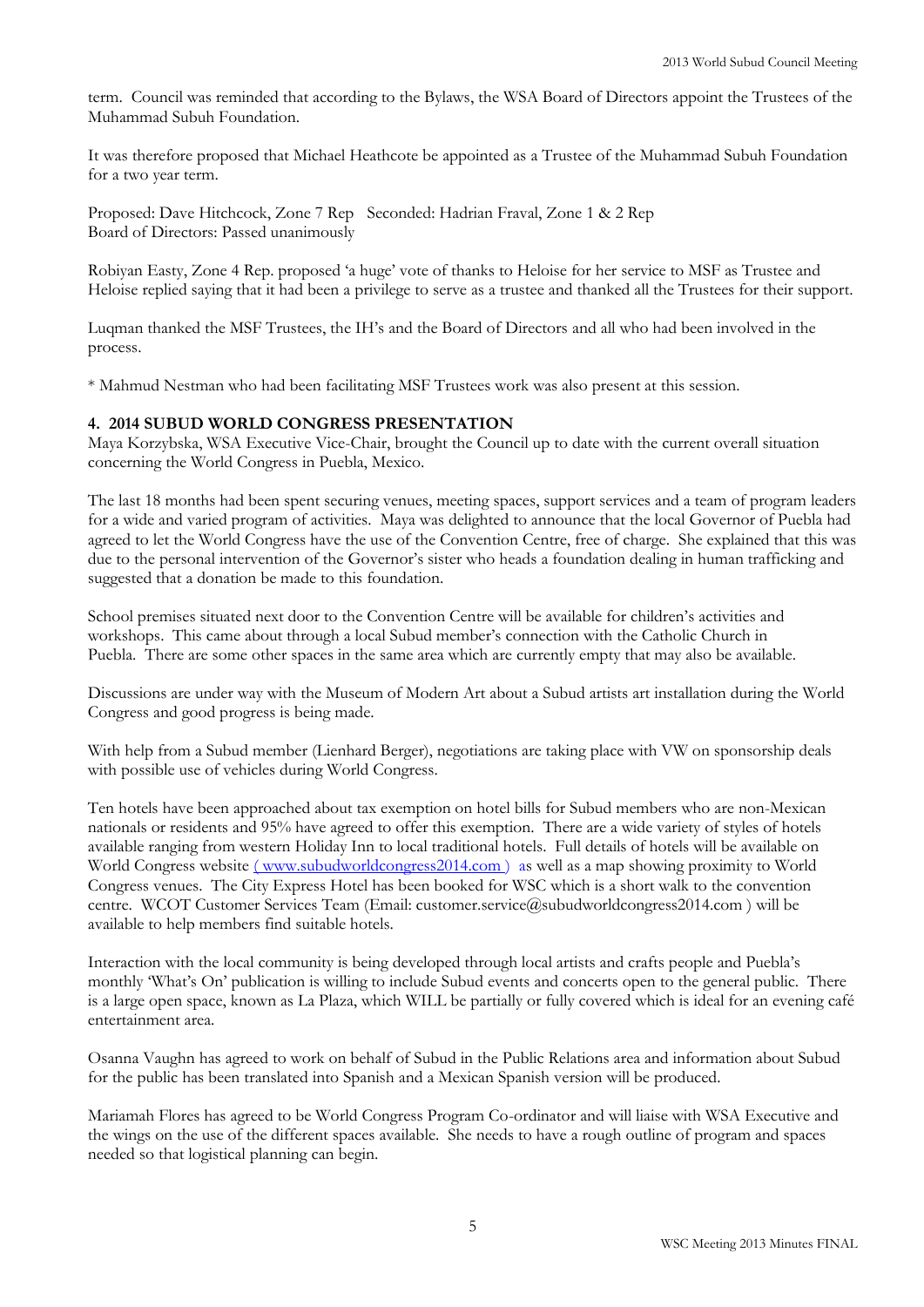term. Council was reminded that according to the Bylaws, the WSA Board of Directors appoint the Trustees of the Muhammad Subuh Foundation.

It was therefore proposed that Michael Heathcote be appointed as a Trustee of the Muhammad Subuh Foundation for a two year term.

Proposed: Dave Hitchcock, Zone 7 Rep   Seconded: Hadrian Fraval, Zone 1 & 2 Rep
Board of Directors: Passed unanimously

Robiyan Easty, Zone 4 Rep. proposed 'a huge' vote of thanks to Heloise for her service to MSF as Trustee and Heloise replied saying that it had been a privilege to serve as a trustee and thanked all the Trustees for their support.

Luqman thanked the MSF Trustees, the IH's and the Board of Directors and all who had been involved in the process.

* Mahmud Nestman who had been facilitating MSF Trustees work was also present at this session.

## 4. 2014 SUBUD WORLD CONGRESS PRESENTATION

Maya Korzybska, WSA Executive Vice-Chair, brought the Council up to date with the current overall situation concerning the World Congress in Puebla, Mexico.

The last 18 months had been spent securing venues, meeting spaces, support services and a team of program leaders for a wide and varied program of activities. Maya was delighted to announce that the local Governor of Puebla had agreed to let the World Congress have the use of the Convention Centre, free of charge. She explained that this was due to the personal intervention of the Governor's sister who heads a foundation dealing in human trafficking and suggested that a donation be made to this foundation.

School premises situated next door to the Convention Centre will be available for children's activities and workshops. This came about through a local Subud member's connection with the Catholic Church in Puebla. There are some other spaces in the same area which are currently empty that may also be available.

Discussions are under way with the Museum of Modern Art about a Subud artists art installation during the World Congress and good progress is being made.

With help from a Subud member (Lienhard Berger), negotiations are taking place with VW on sponsorship deals with possible use of vehicles during World Congress.

Ten hotels have been approached about tax exemption on hotel bills for Subud members who are non-Mexican nationals or residents and 95% have agreed to offer this exemption. There are a wide variety of styles of hotels available ranging from western Holiday Inn to local traditional hotels. Full details of hotels will be available on World Congress website ( www.subudworldcongress2014.com ) as well as a map showing proximity to World Congress venues. The City Express Hotel has been booked for WSC which is a short walk to the convention centre. WCOT Customer Services Team (Email: customer.service@subudworldcongress2014.com ) will be available to help members find suitable hotels.

Interaction with the local community is being developed through local artists and crafts people and Puebla's monthly 'What's On' publication is willing to include Subud events and concerts open to the general public. There is a large open space, known as La Plaza, which WILL be partially or fully covered which is ideal for an evening café entertainment area.

Osanna Vaughn has agreed to work on behalf of Subud in the Public Relations area and information about Subud for the public has been translated into Spanish and a Mexican Spanish version will be produced.

Mariamah Flores has agreed to be World Congress Program Co-ordinator and will liaise with WSA Executive and the wings on the use of the different spaces available. She needs to have a rough outline of program and spaces needed so that logistical planning can begin.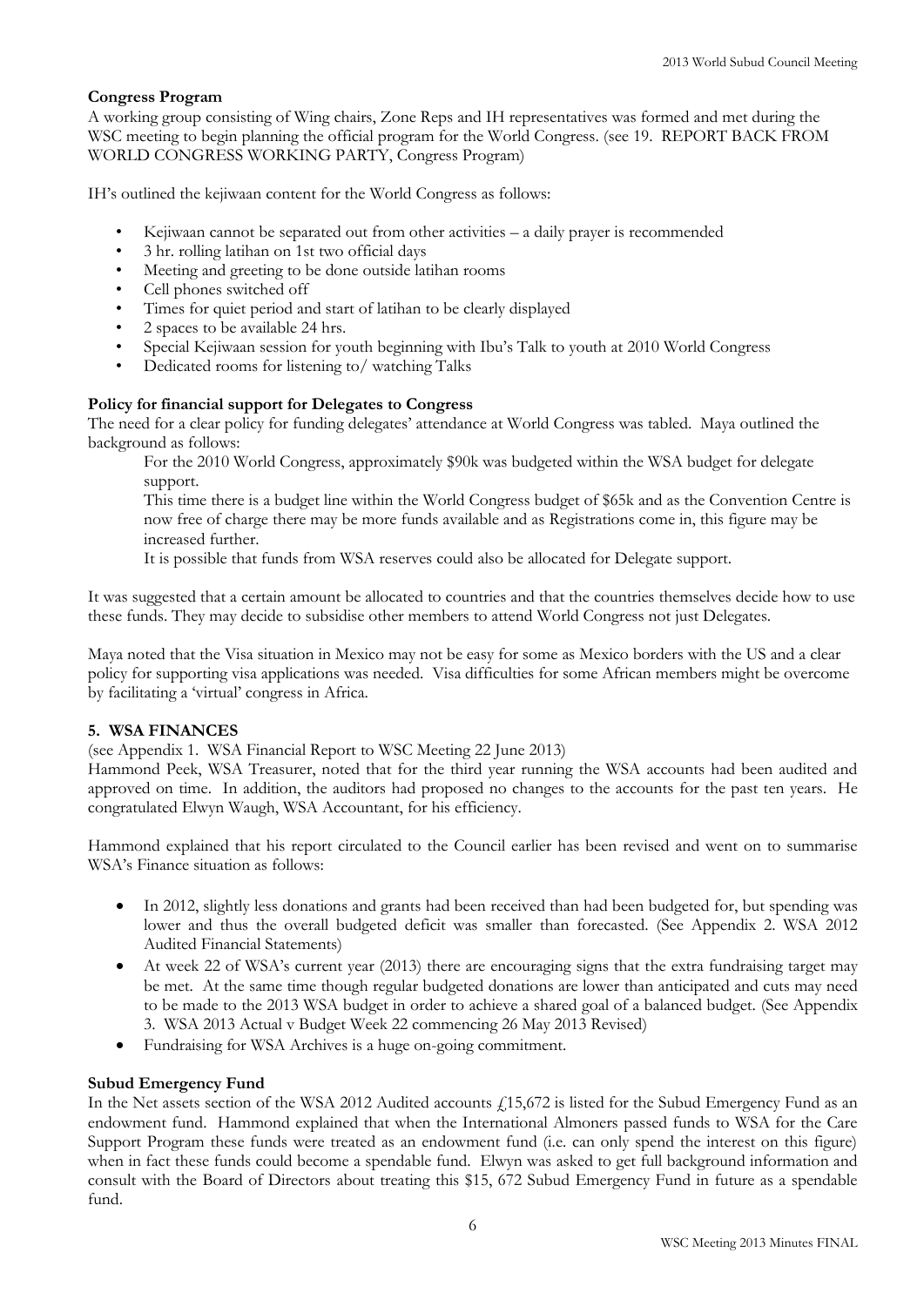**Congress Program**

A working group consisting of Wing chairs, Zone Reps and IH representatives was formed and met during the WSC meeting to begin planning the official program for the World Congress. (see 19. REPORT BACK FROM WORLD CONGRESS WORKING PARTY, Congress Program)

IH's outlined the kejiwaan content for the World Congress as follows:

- Kejiwaan cannot be separated out from other activities – a daily prayer is recommended
- 3 hr. rolling latihan on 1st two official days
- Meeting and greeting to be done outside latihan rooms
- Cell phones switched off
- Times for quiet period and start of latihan to be clearly displayed
- 2 spaces to be available 24 hrs.
- Special Kejiwaan session for youth beginning with Ibu's Talk to youth at 2010 World Congress
- Dedicated rooms for listening to/ watching Talks

**Policy for financial support for Delegates to Congress**

The need for a clear policy for funding delegates' attendance at World Congress was tabled. Maya outlined the background as follows:

> For the 2010 World Congress, approximately $90k was budgeted within the WSA budget for delegate support.
>
> This time there is a budget line within the World Congress budget of $65k and as the Convention Centre is now free of charge there may be more funds available and as Registrations come in, this figure may be increased further.
>
> It is possible that funds from WSA reserves could also be allocated for Delegate support.

It was suggested that a certain amount be allocated to countries and that the countries themselves decide how to use these funds. They may decide to subsidise other members to attend World Congress not just Delegates.

Maya noted that the Visa situation in Mexico may not be easy for some as Mexico borders with the US and a clear policy for supporting visa applications was needed. Visa difficulties for some African members might be overcome by facilitating a 'virtual' congress in Africa.

## 5. WSA FINANCES

(see Appendix 1. WSA Financial Report to WSC Meeting 22 June 2013)

Hammond Peek, WSA Treasurer, noted that for the third year running the WSA accounts had been audited and approved on time. In addition, the auditors had proposed no changes to the accounts for the past ten years. He congratulated Elwyn Waugh, WSA Accountant, for his efficiency.

Hammond explained that his report circulated to the Council earlier has been revised and went on to summarise WSA's Finance situation as follows:

- In 2012, slightly less donations and grants had been received than had been budgeted for, but spending was lower and thus the overall budgeted deficit was smaller than forecasted. (See Appendix 2. WSA 2012 Audited Financial Statements)
- At week 22 of WSA's current year (2013) there are encouraging signs that the extra fundraising target may be met. At the same time though regular budgeted donations are lower than anticipated and cuts may need to be made to the 2013 WSA budget in order to achieve a shared goal of a balanced budget. (See Appendix 3. WSA 2013 Actual v Budget Week 22 commencing 26 May 2013 Revised)
- Fundraising for WSA Archives is a huge on-going commitment.

**Subud Emergency Fund**

In the Net assets section of the WSA 2012 Audited accounts £15,672 is listed for the Subud Emergency Fund as an endowment fund. Hammond explained that when the International Almoners passed funds to WSA for the Care Support Program these funds were treated as an endowment fund (i.e. can only spend the interest on this figure) when in fact these funds could become a spendable fund. Elwyn was asked to get full background information and consult with the Board of Directors about treating this $15, 672 Subud Emergency Fund in future as a spendable fund.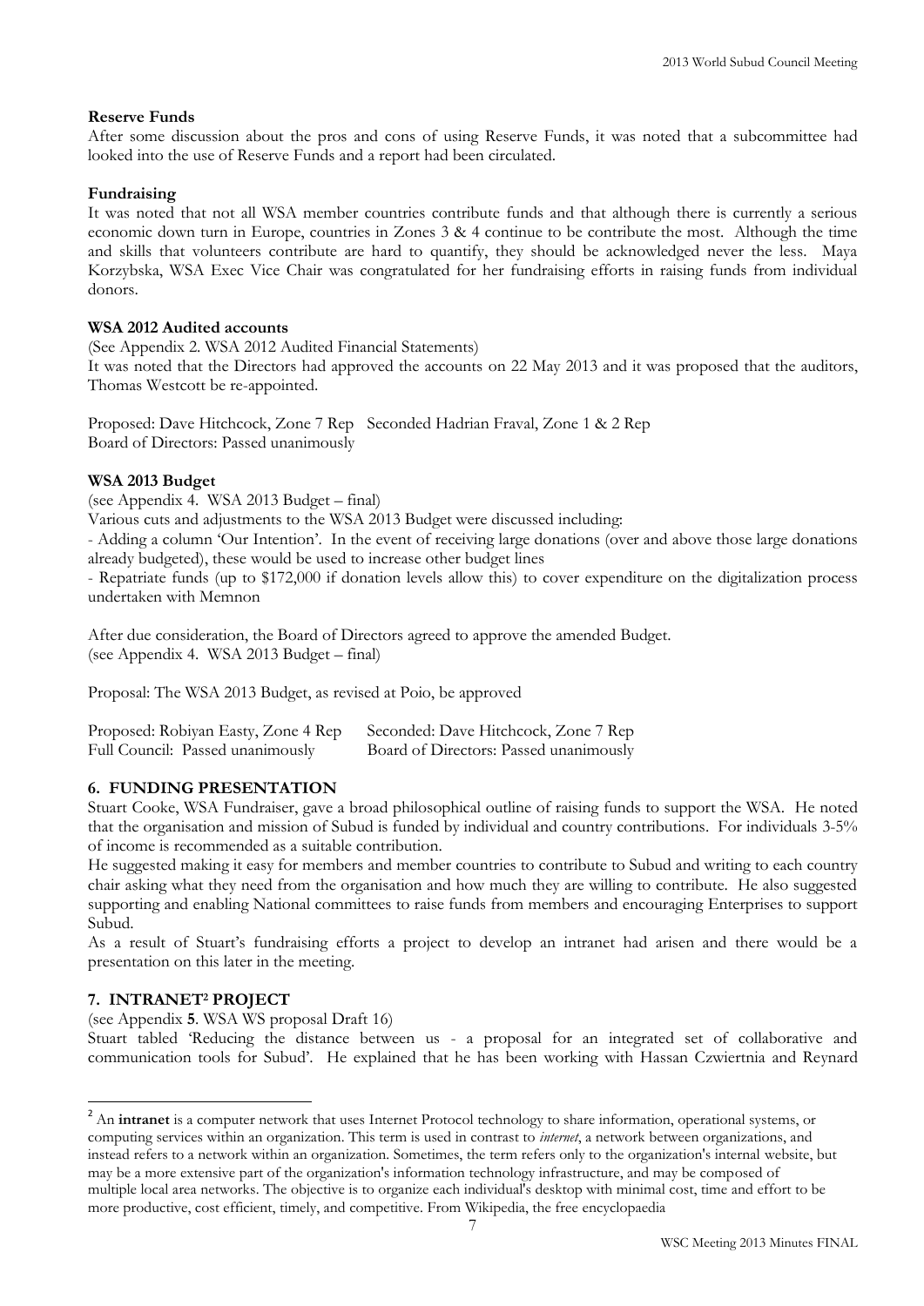**Reserve Funds**

After some discussion about the pros and cons of using Reserve Funds, it was noted that a subcommittee had looked into the use of Reserve Funds and a report had been circulated.

**Fundraising**

It was noted that not all WSA member countries contribute funds and that although there is currently a serious economic down turn in Europe, countries in Zones 3 & 4 continue to be contribute the most. Although the time and skills that volunteers contribute are hard to quantify, they should be acknowledged never the less. Maya Korzybska, WSA Exec Vice Chair was congratulated for her fundraising efforts in raising funds from individual donors.

**WSA 2012 Audited accounts**

(See Appendix 2. WSA 2012 Audited Financial Statements)

It was noted that the Directors had approved the accounts on 22 May 2013 and it was proposed that the auditors, Thomas Westcott be re-appointed.

Proposed: Dave Hitchcock, Zone 7 Rep Seconded Hadrian Fraval, Zone 1 & 2 Rep
Board of Directors: Passed unanimously

**WSA 2013 Budget**

(see Appendix 4. WSA 2013 Budget – final)

Various cuts and adjustments to the WSA 2013 Budget were discussed including:

- Adding a column 'Our Intention'. In the event of receiving large donations (over and above those large donations already budgeted), these would be used to increase other budget lines
- Repatriate funds (up to $172,000 if donation levels allow this) to cover expenditure on the digitalization process undertaken with Memnon

After due consideration, the Board of Directors agreed to approve the amended Budget.
(see Appendix 4. WSA 2013 Budget – final)

Proposal: The WSA 2013 Budget, as revised at Poio, be approved

Proposed: Robiyan Easty, Zone 4 Rep Seconded: Dave Hitchcock, Zone 7 Rep
Full Council: Passed unanimously Board of Directors: Passed unanimously

## 6. FUNDING PRESENTATION

Stuart Cooke, WSA Fundraiser, gave a broad philosophical outline of raising funds to support the WSA. He noted that the organisation and mission of Subud is funded by individual and country contributions. For individuals 3-5% of income is recommended as a suitable contribution.

He suggested making it easy for members and member countries to contribute to Subud and writing to each country chair asking what they need from the organisation and how much they are willing to contribute. He also suggested supporting and enabling National committees to raise funds from members and encouraging Enterprises to support Subud.

As a result of Stuart's fundraising efforts a project to develop an intranet had arisen and there would be a presentation on this later in the meeting.

## 7. INTRANET[2] PROJECT

(see Appendix **5**. WSA WS proposal Draft 16)

Stuart tabled 'Reducing the distance between us - a proposal for an integrated set of collaborative and communication tools for Subud'. He explained that he has been working with Hassan Czwiertnia and Reynard

---

[2] An **intranet** is a computer network that uses Internet Protocol technology to share information, operational systems, or computing services within an organization. This term is used in contrast to *internet*, a network between organizations, and instead refers to a network within an organization. Sometimes, the term refers only to the organization's internal website, but may be a more extensive part of the organization's information technology infrastructure, and may be composed of multiple local area networks. The objective is to organize each individual's desktop with minimal cost, time and effort to be more productive, cost efficient, timely, and competitive. From Wikipedia, the free encyclopaedia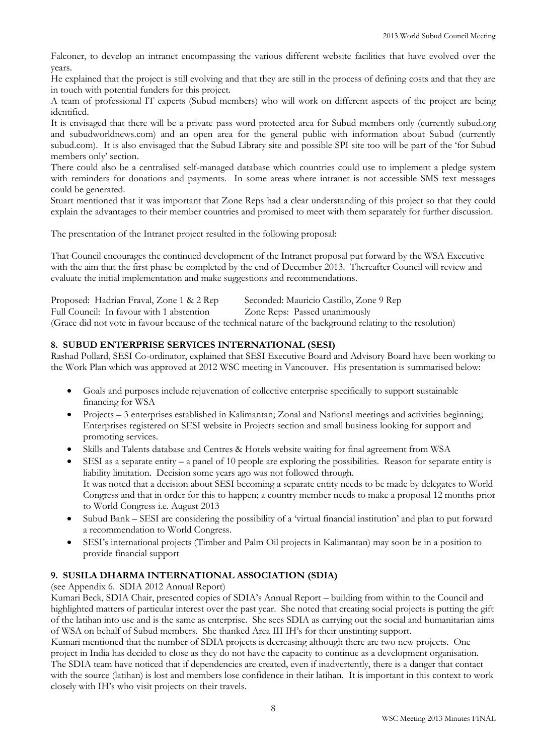Falconer, to develop an intranet encompassing the various different website facilities that have evolved over the years.

He explained that the project is still evolving and that they are still in the process of defining costs and that they are in touch with potential funders for this project.

A team of professional IT experts (Subud members) who will work on different aspects of the project are being identified.

It is envisaged that there will be a private pass word protected area for Subud members only (currently subud.org and subudworldnews.com) and an open area for the general public with information about Subud (currently subud.com). It is also envisaged that the Subud Library site and possible SPI site too will be part of the 'for Subud members only' section.

There could also be a centralised self-managed database which countries could use to implement a pledge system with reminders for donations and payments. In some areas where intranet is not accessible SMS text messages could be generated.

Stuart mentioned that it was important that Zone Reps had a clear understanding of this project so that they could explain the advantages to their member countries and promised to meet with them separately for further discussion.

The presentation of the Intranet project resulted in the following proposal:

That Council encourages the continued development of the Intranet proposal put forward by the WSA Executive with the aim that the first phase be completed by the end of December 2013. Thereafter Council will review and evaluate the initial implementation and make suggestions and recommendations.

Proposed: Hadrian Fraval, Zone 1 & 2 Rep        Seconded: Mauricio Castillo, Zone 9 Rep
Full Council: In favour with 1 abstention        Zone Reps: Passed unanimously
(Grace did not vote in favour because of the technical nature of the background relating to the resolution)

## 8. SUBUD ENTERPRISE SERVICES INTERNATIONAL (SESI)

Rashad Pollard, SESI Co-ordinator, explained that SESI Executive Board and Advisory Board have been working to the Work Plan which was approved at 2012 WSC meeting in Vancouver. His presentation is summarised below:

- Goals and purposes include rejuvenation of collective enterprise specifically to support sustainable financing for WSA
- Projects – 3 enterprises established in Kalimantan; Zonal and National meetings and activities beginning; Enterprises registered on SESI website in Projects section and small business looking for support and promoting services.
- Skills and Talents database and Centres & Hotels website waiting for final agreement from WSA
- SESI as a separate entity – a panel of 10 people are exploring the possibilities. Reason for separate entity is liability limitation. Decision some years ago was not followed through.
  It was noted that a decision about SESI becoming a separate entity needs to be made by delegates to World Congress and that in order for this to happen; a country member needs to make a proposal 12 months prior to World Congress i.e. August 2013
- Subud Bank – SESI are considering the possibility of a 'virtual financial institution' and plan to put forward a recommendation to World Congress.
- SESI's international projects (Timber and Palm Oil projects in Kalimantan) may soon be in a position to provide financial support

## 9. SUSILA DHARMA INTERNATIONAL ASSOCIATION (SDIA)

(see Appendix 6. SDIA 2012 Annual Report)

Kumari Beck, SDIA Chair, presented copies of SDIA's Annual Report – building from within to the Council and highlighted matters of particular interest over the past year. She noted that creating social projects is putting the gift of the latihan into use and is the same as enterprise. She sees SDIA as carrying out the social and humanitarian aims of WSA on behalf of Subud members. She thanked Area III IH's for their unstinting support.

Kumari mentioned that the number of SDIA projects is decreasing although there are two new projects. One project in India has decided to close as they do not have the capacity to continue as a development organisation. The SDIA team have noticed that if dependencies are created, even if inadvertently, there is a danger that contact with the source (latihan) is lost and members lose confidence in their latihan. It is important in this context to work closely with IH's who visit projects on their travels.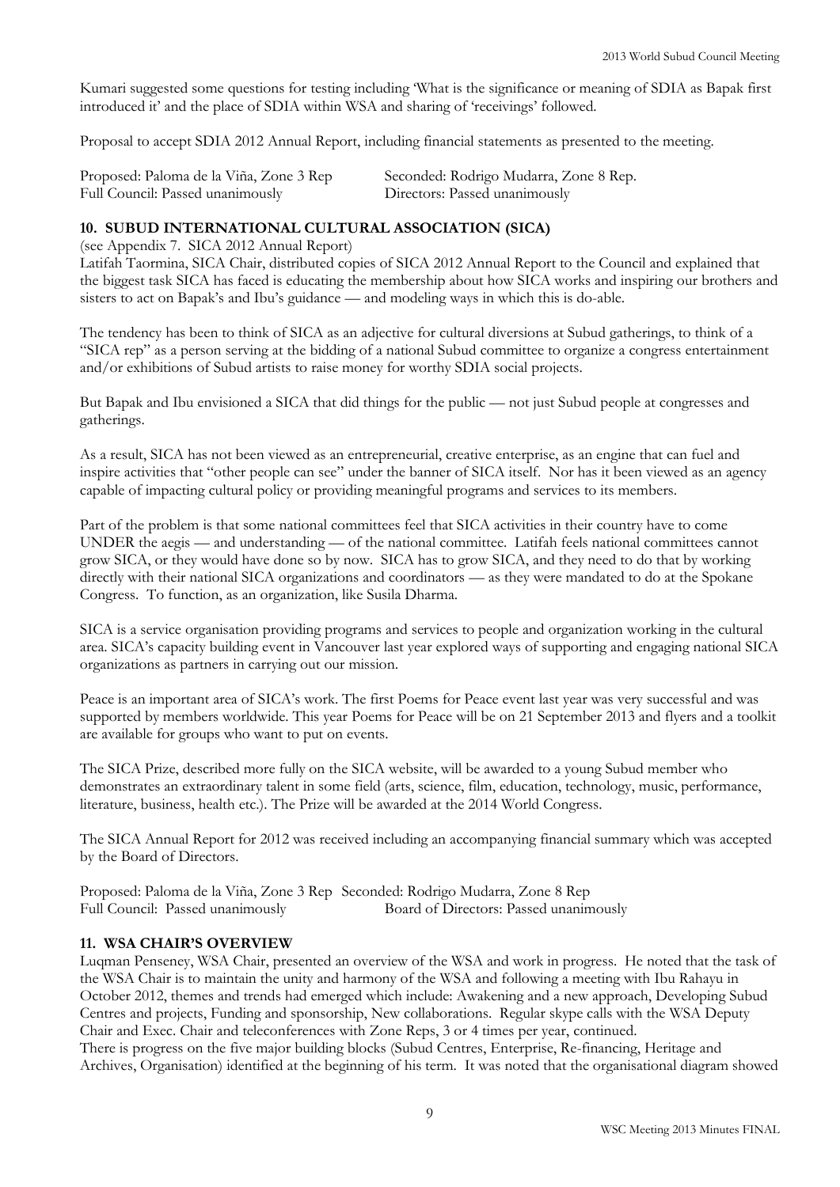Kumari suggested some questions for testing including 'What is the significance or meaning of SDIA as Bapak first introduced it' and the place of SDIA within WSA and sharing of 'receivings' followed.

Proposal to accept SDIA 2012 Annual Report, including financial statements as presented to the meeting.

Proposed: Paloma de la Viña, Zone 3 Rep  Seconded: Rodrigo Mudarra, Zone 8 Rep.
Full Council: Passed unanimously  Directors: Passed unanimously

## 10. SUBUD INTERNATIONAL CULTURAL ASSOCIATION (SICA)

(see Appendix 7. SICA 2012 Annual Report)

Latifah Taormina, SICA Chair, distributed copies of SICA 2012 Annual Report to the Council and explained that the biggest task SICA has faced is educating the membership about how SICA works and inspiring our brothers and sisters to act on Bapak's and Ibu's guidance — and modeling ways in which this is do-able.

The tendency has been to think of SICA as an adjective for cultural diversions at Subud gatherings, to think of a "SICA rep" as a person serving at the bidding of a national Subud committee to organize a congress entertainment and/or exhibitions of Subud artists to raise money for worthy SDIA social projects.

But Bapak and Ibu envisioned a SICA that did things for the public — not just Subud people at congresses and gatherings.

As a result, SICA has not been viewed as an entrepreneurial, creative enterprise, as an engine that can fuel and inspire activities that "other people can see" under the banner of SICA itself. Nor has it been viewed as an agency capable of impacting cultural policy or providing meaningful programs and services to its members.

Part of the problem is that some national committees feel that SICA activities in their country have to come UNDER the aegis — and understanding — of the national committee. Latifah feels national committees cannot grow SICA, or they would have done so by now. SICA has to grow SICA, and they need to do that by working directly with their national SICA organizations and coordinators — as they were mandated to do at the Spokane Congress. To function, as an organization, like Susila Dharma.

SICA is a service organisation providing programs and services to people and organization working in the cultural area. SICA's capacity building event in Vancouver last year explored ways of supporting and engaging national SICA organizations as partners in carrying out our mission.

Peace is an important area of SICA's work. The first Poems for Peace event last year was very successful and was supported by members worldwide. This year Poems for Peace will be on 21 September 2013 and flyers and a toolkit are available for groups who want to put on events.

The SICA Prize, described more fully on the SICA website, will be awarded to a young Subud member who demonstrates an extraordinary talent in some field (arts, science, film, education, technology, music, performance, literature, business, health etc.). The Prize will be awarded at the 2014 World Congress.

The SICA Annual Report for 2012 was received including an accompanying financial summary which was accepted by the Board of Directors.

Proposed: Paloma de la Viña, Zone 3 Rep  Seconded: Rodrigo Mudarra, Zone 8 Rep
Full Council: Passed unanimously  Board of Directors: Passed unanimously

## 11. WSA CHAIR'S OVERVIEW

Luqman Penseney, WSA Chair, presented an overview of the WSA and work in progress. He noted that the task of the WSA Chair is to maintain the unity and harmony of the WSA and following a meeting with Ibu Rahayu in October 2012, themes and trends had emerged which include: Awakening and a new approach, Developing Subud Centres and projects, Funding and sponsorship, New collaborations. Regular skype calls with the WSA Deputy Chair and Exec. Chair and teleconferences with Zone Reps, 3 or 4 times per year, continued.

There is progress on the five major building blocks (Subud Centres, Enterprise, Re-financing, Heritage and Archives, Organisation) identified at the beginning of his term. It was noted that the organisational diagram showed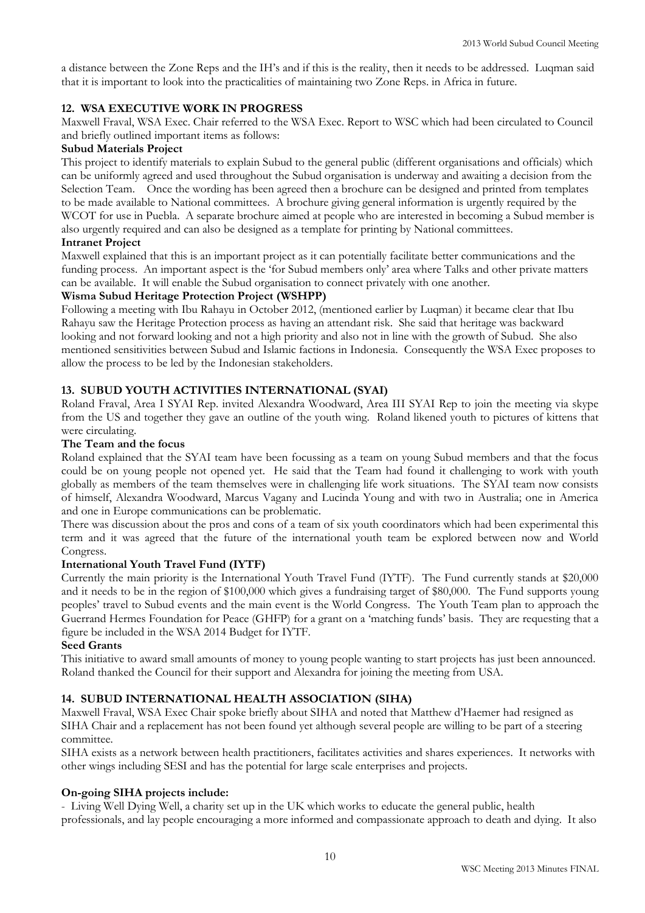a distance between the Zone Reps and the IH's and if this is the reality, then it needs to be addressed. Luqman said that it is important to look into the practicalities of maintaining two Zone Reps. in Africa in future.

## 12. WSA EXECUTIVE WORK IN PROGRESS

Maxwell Fraval, WSA Exec. Chair referred to the WSA Exec. Report to WSC which had been circulated to Council and briefly outlined important items as follows:

### Subud Materials Project

This project to identify materials to explain Subud to the general public (different organisations and officials) which can be uniformly agreed and used throughout the Subud organisation is underway and awaiting a decision from the Selection Team. Once the wording has been agreed then a brochure can be designed and printed from templates to be made available to National committees. A brochure giving general information is urgently required by the WCOT for use in Puebla. A separate brochure aimed at people who are interested in becoming a Subud member is also urgently required and can also be designed as a template for printing by National committees.

### Intranet Project

Maxwell explained that this is an important project as it can potentially facilitate better communications and the funding process. An important aspect is the 'for Subud members only' area where Talks and other private matters can be available. It will enable the Subud organisation to connect privately with one another.

### Wisma Subud Heritage Protection Project (WSHPP)

Following a meeting with Ibu Rahayu in October 2012, (mentioned earlier by Luqman) it became clear that Ibu Rahayu saw the Heritage Protection process as having an attendant risk. She said that heritage was backward looking and not forward looking and not a high priority and also not in line with the growth of Subud. She also mentioned sensitivities between Subud and Islamic factions in Indonesia. Consequently the WSA Exec proposes to allow the process to be led by the Indonesian stakeholders.

## 13. SUBUD YOUTH ACTIVITIES INTERNATIONAL (SYAI)

Roland Fraval, Area I SYAI Rep. invited Alexandra Woodward, Area III SYAI Rep to join the meeting via skype from the US and together they gave an outline of the youth wing. Roland likened youth to pictures of kittens that were circulating.

### The Team and the focus

Roland explained that the SYAI team have been focussing as a team on young Subud members and that the focus could be on young people not opened yet. He said that the Team had found it challenging to work with youth globally as members of the team themselves were in challenging life work situations. The SYAI team now consists of himself, Alexandra Woodward, Marcus Vagany and Lucinda Young and with two in Australia; one in America and one in Europe communications can be problematic.

There was discussion about the pros and cons of a team of six youth coordinators which had been experimental this term and it was agreed that the future of the international youth team be explored between now and World Congress.

### International Youth Travel Fund (IYTF)

Currently the main priority is the International Youth Travel Fund (IYTF). The Fund currently stands at \$20,000 and it needs to be in the region of \$100,000 which gives a fundraising target of \$80,000. The Fund supports young peoples' travel to Subud events and the main event is the World Congress. The Youth Team plan to approach the Guerrand Hermes Foundation for Peace (GHFP) for a grant on a 'matching funds' basis. They are requesting that a figure be included in the WSA 2014 Budget for IYTF.

### Seed Grants

This initiative to award small amounts of money to young people wanting to start projects has just been announced. Roland thanked the Council for their support and Alexandra for joining the meeting from USA.

## 14. SUBUD INTERNATIONAL HEALTH ASSOCIATION (SIHA)

Maxwell Fraval, WSA Exec Chair spoke briefly about SIHA and noted that Matthew d'Haemer had resigned as SIHA Chair and a replacement has not been found yet although several people are willing to be part of a steering committee.

SIHA exists as a network between health practitioners, facilitates activities and shares experiences. It networks with other wings including SESI and has the potential for large scale enterprises and projects.

**On-going SIHA projects include:**

- Living Well Dying Well, a charity set up in the UK which works to educate the general public, health professionals, and lay people encouraging a more informed and compassionate approach to death and dying. It also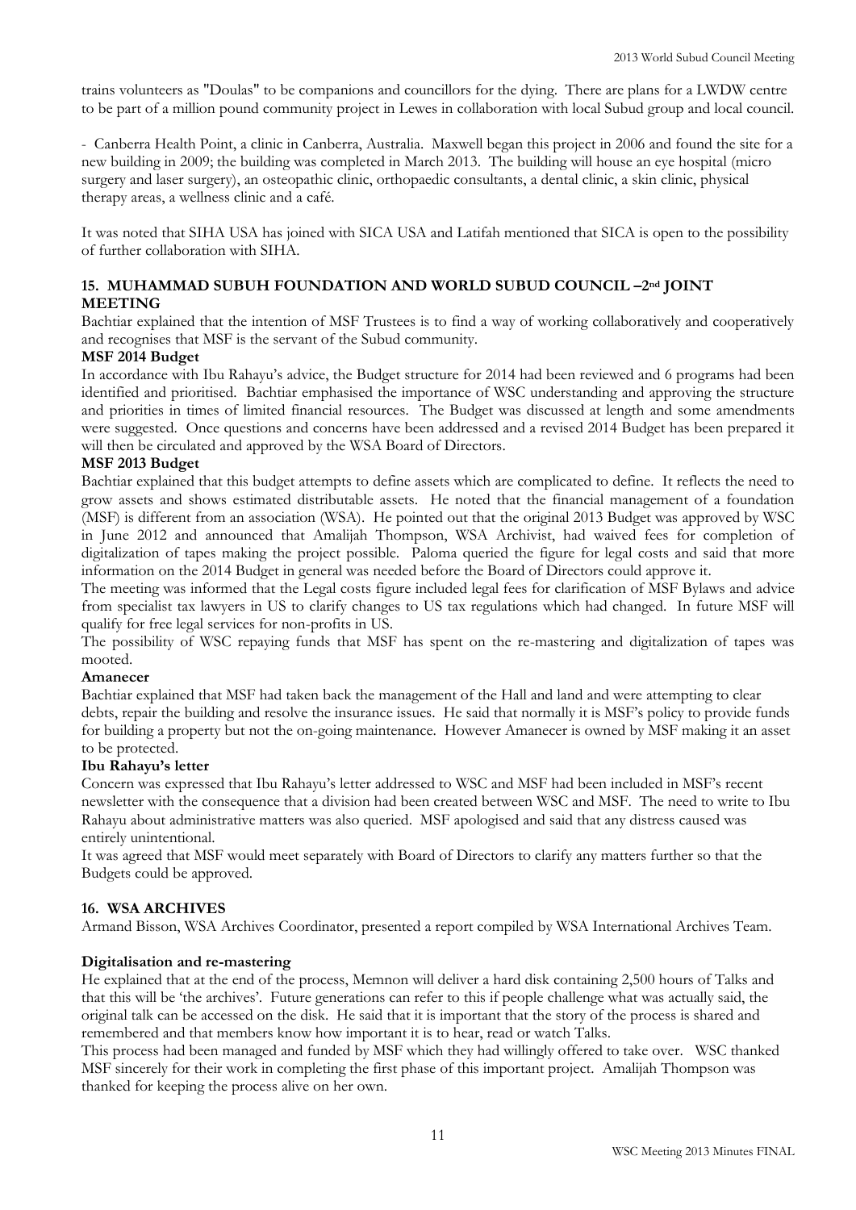trains volunteers as "Doulas" to be companions and councillors for the dying. There are plans for a LWDW centre to be part of a million pound community project in Lewes in collaboration with local Subud group and local council.

- Canberra Health Point, a clinic in Canberra, Australia. Maxwell began this project in 2006 and found the site for a new building in 2009; the building was completed in March 2013. The building will house an eye hospital (micro surgery and laser surgery), an osteopathic clinic, orthopaedic consultants, a dental clinic, a skin clinic, physical therapy areas, a wellness clinic and a café.

It was noted that SIHA USA has joined with SICA USA and Latifah mentioned that SICA is open to the possibility of further collaboration with SIHA.

### 15. MUHAMMAD SUBUH FOUNDATION AND WORLD SUBUD COUNCIL –2nd JOINT MEETING

Bachtiar explained that the intention of MSF Trustees is to find a way of working collaboratively and cooperatively and recognises that MSF is the servant of the Subud community.

**MSF 2014 Budget**

In accordance with Ibu Rahayu's advice, the Budget structure for 2014 had been reviewed and 6 programs had been identified and prioritised. Bachtiar emphasised the importance of WSC understanding and approving the structure and priorities in times of limited financial resources. The Budget was discussed at length and some amendments were suggested. Once questions and concerns have been addressed and a revised 2014 Budget has been prepared it will then be circulated and approved by the WSA Board of Directors.

**MSF 2013 Budget**

Bachtiar explained that this budget attempts to define assets which are complicated to define. It reflects the need to grow assets and shows estimated distributable assets. He noted that the financial management of a foundation (MSF) is different from an association (WSA). He pointed out that the original 2013 Budget was approved by WSC in June 2012 and announced that Amalijah Thompson, WSA Archivist, had waived fees for completion of digitalization of tapes making the project possible. Paloma queried the figure for legal costs and said that more information on the 2014 Budget in general was needed before the Board of Directors could approve it.

The meeting was informed that the Legal costs figure included legal fees for clarification of MSF Bylaws and advice from specialist tax lawyers in US to clarify changes to US tax regulations which had changed. In future MSF will qualify for free legal services for non-profits in US.

The possibility of WSC repaying funds that MSF has spent on the re-mastering and digitalization of tapes was mooted.

**Amanecer**

Bachtiar explained that MSF had taken back the management of the Hall and land and were attempting to clear debts, repair the building and resolve the insurance issues. He said that normally it is MSF's policy to provide funds for building a property but not the on-going maintenance. However Amanecer is owned by MSF making it an asset to be protected.

**Ibu Rahayu's letter**

Concern was expressed that Ibu Rahayu's letter addressed to WSC and MSF had been included in MSF's recent newsletter with the consequence that a division had been created between WSC and MSF. The need to write to Ibu Rahayu about administrative matters was also queried. MSF apologised and said that any distress caused was entirely unintentional.

It was agreed that MSF would meet separately with Board of Directors to clarify any matters further so that the Budgets could be approved.

### 16. WSA ARCHIVES

Armand Bisson, WSA Archives Coordinator, presented a report compiled by WSA International Archives Team.

**Digitalisation and re-mastering**

He explained that at the end of the process, Memnon will deliver a hard disk containing 2,500 hours of Talks and that this will be 'the archives'. Future generations can refer to this if people challenge what was actually said, the original talk can be accessed on the disk. He said that it is important that the story of the process is shared and remembered and that members know how important it is to hear, read or watch Talks.

This process had been managed and funded by MSF which they had willingly offered to take over. WSC thanked MSF sincerely for their work in completing the first phase of this important project. Amalijah Thompson was thanked for keeping the process alive on her own.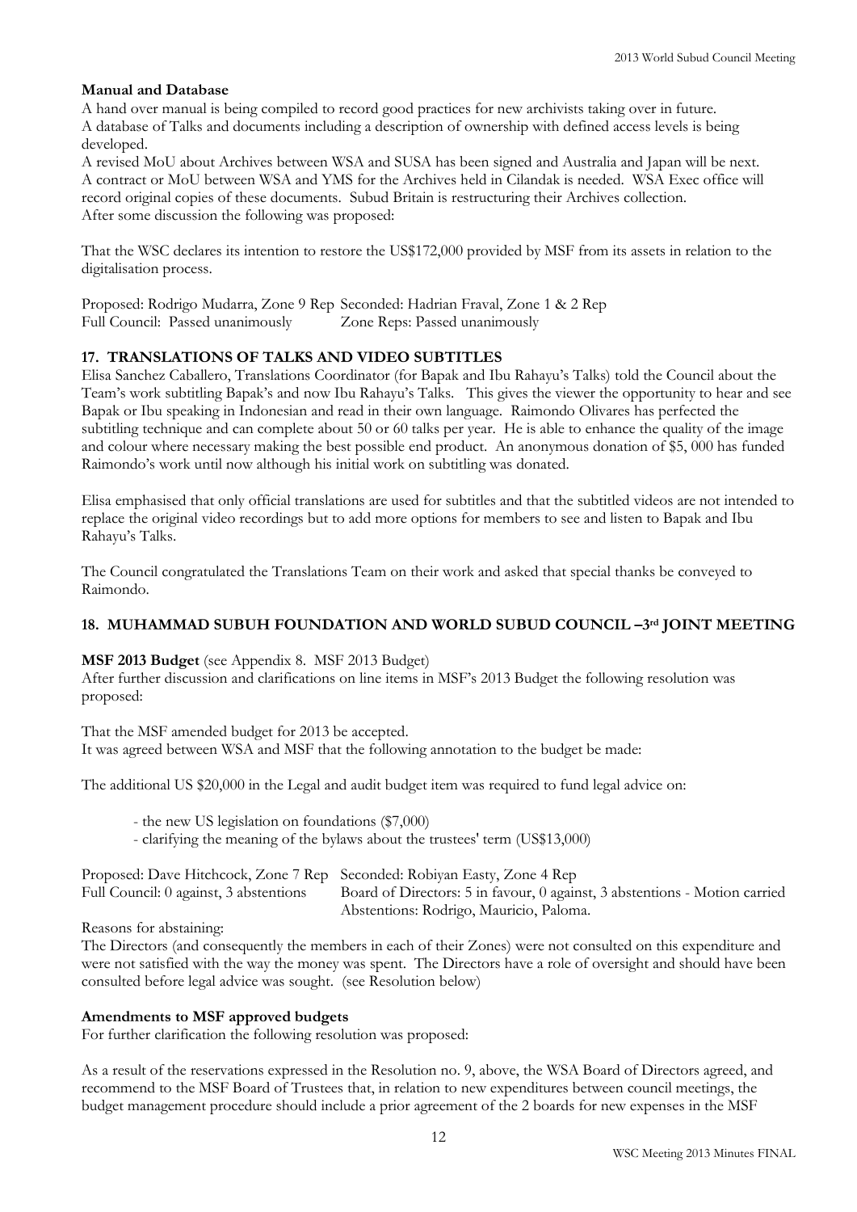**Manual and Database**

A hand over manual is being compiled to record good practices for new archivists taking over in future.
A database of Talks and documents including a description of ownership with defined access levels is being developed.
A revised MoU about Archives between WSA and SUSA has been signed and Australia and Japan will be next.
A contract or MoU between WSA and YMS for the Archives held in Cilandak is needed. WSA Exec office will record original copies of these documents. Subud Britain is restructuring their Archives collection.
After some discussion the following was proposed:

That the WSC declares its intention to restore the US$172,000 provided by MSF from its assets in relation to the digitalisation process.

| | |
|---|---|
| Proposed: Rodrigo Mudarra, Zone 9 Rep | Seconded: Hadrian Fraval, Zone 1 & 2 Rep |
| Full Council: Passed unanimously | Zone Reps: Passed unanimously |

## 17. TRANSLATIONS OF TALKS AND VIDEO SUBTITLES

Elisa Sanchez Caballero, Translations Coordinator (for Bapak and Ibu Rahayu's Talks) told the Council about the Team's work subtitling Bapak's and now Ibu Rahayu's Talks. This gives the viewer the opportunity to hear and see Bapak or Ibu speaking in Indonesian and read in their own language. Raimondo Olivares has perfected the subtitling technique and can complete about 50 or 60 talks per year. He is able to enhance the quality of the image and colour where necessary making the best possible end product. An anonymous donation of $5, 000 has funded Raimondo's work until now although his initial work on subtitling was donated.

Elisa emphasised that only official translations are used for subtitles and that the subtitled videos are not intended to replace the original video recordings but to add more options for members to see and listen to Bapak and Ibu Rahayu's Talks.

The Council congratulated the Translations Team on their work and asked that special thanks be conveyed to Raimondo.

## 18. MUHAMMAD SUBUH FOUNDATION AND WORLD SUBUD COUNCIL –3rd JOINT MEETING

**MSF 2013 Budget** (see Appendix 8. MSF 2013 Budget)

After further discussion and clarifications on line items in MSF's 2013 Budget the following resolution was proposed:

That the MSF amended budget for 2013 be accepted.
It was agreed between WSA and MSF that the following annotation to the budget be made:

The additional US $20,000 in the Legal and audit budget item was required to fund legal advice on:

- the new US legislation on foundations ($7,000)
- clarifying the meaning of the bylaws about the trustees' term (US$13,000)

| | |
|---|---|
| Proposed: Dave Hitchcock, Zone 7 Rep | Seconded: Robiyan Easty, Zone 4 Rep |
| Full Council: 0 against, 3 abstentions | Board of Directors: 5 in favour, 0 against, 3 abstentions - Motion carried<br>Abstentions: Rodrigo, Mauricio, Paloma. |

Reasons for abstaining:

The Directors (and consequently the members in each of their Zones) were not consulted on this expenditure and were not satisfied with the way the money was spent. The Directors have a role of oversight and should have been consulted before legal advice was sought. (see Resolution below)

**Amendments to MSF approved budgets**

For further clarification the following resolution was proposed:

As a result of the reservations expressed in the Resolution no. 9, above, the WSA Board of Directors agreed, and recommend to the MSF Board of Trustees that, in relation to new expenditures between council meetings, the budget management procedure should include a prior agreement of the 2 boards for new expenses in the MSF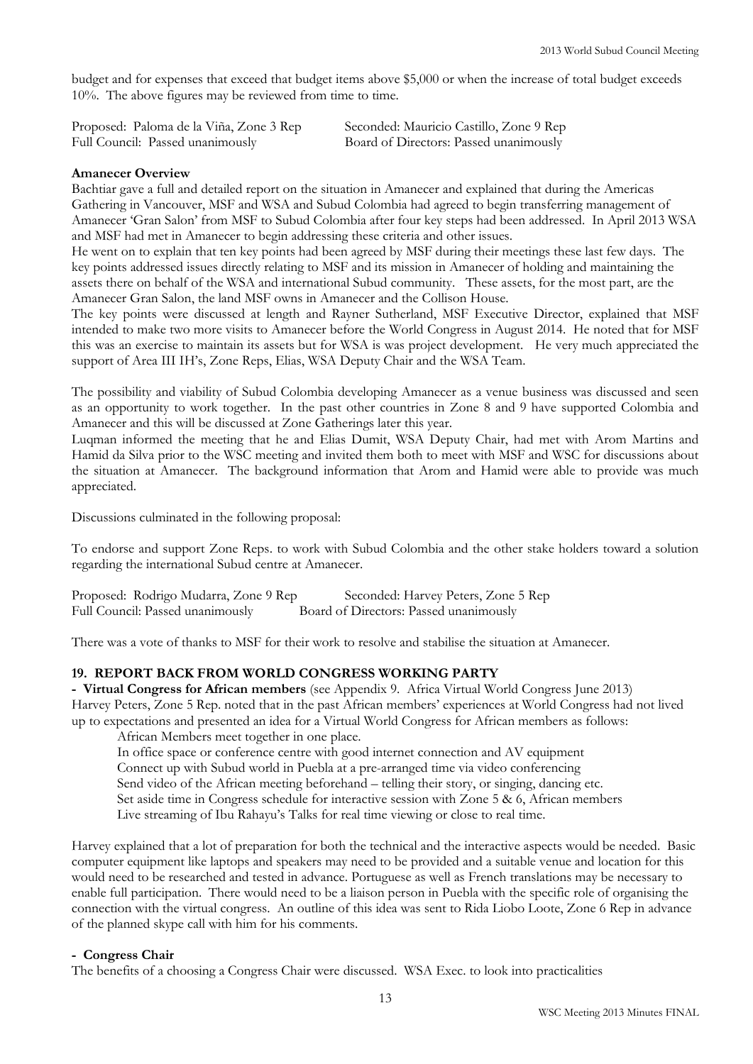budget and for expenses that exceed that budget items above $5,000 or when the increase of total budget exceeds 10%. The above figures may be reviewed from time to time.

Proposed: Paloma de la Viña, Zone 3 Rep — Seconded: Mauricio Castillo, Zone 9 Rep
Full Council: Passed unanimously — Board of Directors: Passed unanimously

**Amanecer Overview**

Bachtiar gave a full and detailed report on the situation in Amanecer and explained that during the Americas Gathering in Vancouver, MSF and WSA and Subud Colombia had agreed to begin transferring management of Amanecer 'Gran Salon' from MSF to Subud Colombia after four key steps had been addressed. In April 2013 WSA and MSF had met in Amanecer to begin addressing these criteria and other issues.

He went on to explain that ten key points had been agreed by MSF during their meetings these last few days. The key points addressed issues directly relating to MSF and its mission in Amanecer of holding and maintaining the assets there on behalf of the WSA and international Subud community. These assets, for the most part, are the Amanecer Gran Salon, the land MSF owns in Amanecer and the Collison House.

The key points were discussed at length and Rayner Sutherland, MSF Executive Director, explained that MSF intended to make two more visits to Amanecer before the World Congress in August 2014. He noted that for MSF this was an exercise to maintain its assets but for WSA is was project development. He very much appreciated the support of Area III IH's, Zone Reps, Elias, WSA Deputy Chair and the WSA Team.

The possibility and viability of Subud Colombia developing Amanecer as a venue business was discussed and seen as an opportunity to work together. In the past other countries in Zone 8 and 9 have supported Colombia and Amanecer and this will be discussed at Zone Gatherings later this year.

Luqman informed the meeting that he and Elias Dumit, WSA Deputy Chair, had met with Arom Martins and Hamid da Silva prior to the WSC meeting and invited them both to meet with MSF and WSC for discussions about the situation at Amanecer. The background information that Arom and Hamid were able to provide was much appreciated.

Discussions culminated in the following proposal:

To endorse and support Zone Reps. to work with Subud Colombia and the other stake holders toward a solution regarding the international Subud centre at Amanecer.

Proposed: Rodrigo Mudarra, Zone 9 Rep — Seconded: Harvey Peters, Zone 5 Rep
Full Council: Passed unanimously — Board of Directors: Passed unanimously

There was a vote of thanks to MSF for their work to resolve and stabilise the situation at Amanecer.

## 19. REPORT BACK FROM WORLD CONGRESS WORKING PARTY

**- Virtual Congress for African members** (see Appendix 9. Africa Virtual World Congress June 2013)

Harvey Peters, Zone 5 Rep. noted that in the past African members' experiences at World Congress had not lived up to expectations and presented an idea for a Virtual World Congress for African members as follows:

African Members meet together in one place.
In office space or conference centre with good internet connection and AV equipment
Connect up with Subud world in Puebla at a pre-arranged time via video conferencing
Send video of the African meeting beforehand – telling their story, or singing, dancing etc.
Set aside time in Congress schedule for interactive session with Zone 5 & 6, African members
Live streaming of Ibu Rahayu's Talks for real time viewing or close to real time.

Harvey explained that a lot of preparation for both the technical and the interactive aspects would be needed. Basic computer equipment like laptops and speakers may need to be provided and a suitable venue and location for this would need to be researched and tested in advance. Portuguese as well as French translations may be necessary to enable full participation. There would need to be a liaison person in Puebla with the specific role of organising the connection with the virtual congress. An outline of this idea was sent to Rida Liobo Loote, Zone 6 Rep in advance of the planned skype call with him for his comments.

**- Congress Chair**

The benefits of a choosing a Congress Chair were discussed. WSA Exec. to look into practicalities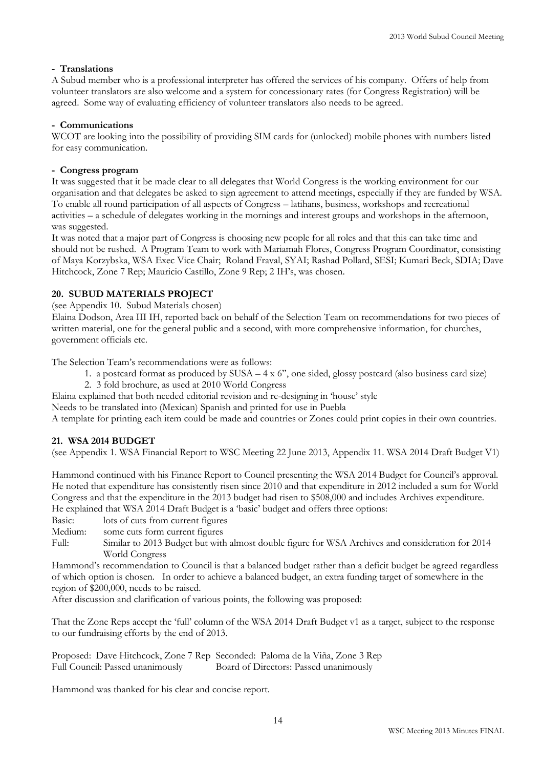**- Translations**

A Subud member who is a professional interpreter has offered the services of his company. Offers of help from volunteer translators are also welcome and a system for concessionary rates (for Congress Registration) will be agreed. Some way of evaluating efficiency of volunteer translators also needs to be agreed.

**- Communications**

WCOT are looking into the possibility of providing SIM cards for (unlocked) mobile phones with numbers listed for easy communication.

**- Congress program**

It was suggested that it be made clear to all delegates that World Congress is the working environment for our organisation and that delegates be asked to sign agreement to attend meetings, especially if they are funded by WSA. To enable all round participation of all aspects of Congress – latihans, business, workshops and recreational activities – a schedule of delegates working in the mornings and interest groups and workshops in the afternoon, was suggested.

It was noted that a major part of Congress is choosing new people for all roles and that this can take time and should not be rushed. A Program Team to work with Mariamah Flores, Congress Program Coordinator, consisting of Maya Korzybska, WSA Exec Vice Chair; Roland Fraval, SYAI; Rashad Pollard, SESI; Kumari Beck, SDIA; Dave Hitchcock, Zone 7 Rep; Mauricio Castillo, Zone 9 Rep; 2 IH's, was chosen.

## 20. SUBUD MATERIALS PROJECT

(see Appendix 10. Subud Materials chosen)

Elaina Dodson, Area III IH, reported back on behalf of the Selection Team on recommendations for two pieces of written material, one for the general public and a second, with more comprehensive information, for churches, government officials etc.

The Selection Team's recommendations were as follows:

1. a postcard format as produced by SUSA – 4 x 6", one sided, glossy postcard (also business card size)
2. 3 fold brochure, as used at 2010 World Congress

Elaina explained that both needed editorial revision and re-designing in 'house' style

Needs to be translated into (Mexican) Spanish and printed for use in Puebla

A template for printing each item could be made and countries or Zones could print copies in their own countries.

## 21. WSA 2014 BUDGET

(see Appendix 1. WSA Financial Report to WSC Meeting 22 June 2013, Appendix 11. WSA 2014 Draft Budget V1)

Hammond continued with his Finance Report to Council presenting the WSA 2014 Budget for Council's approval. He noted that expenditure has consistently risen since 2010 and that expenditure in 2012 included a sum for World Congress and that the expenditure in the 2013 budget had risen to $508,000 and includes Archives expenditure. He explained that WSA 2014 Draft Budget is a 'basic' budget and offers three options:

Basic: lots of cuts from current figures

Medium: some cuts form current figures

Full: Similar to 2013 Budget but with almost double figure for WSA Archives and consideration for 2014 World Congress

Hammond's recommendation to Council is that a balanced budget rather than a deficit budget be agreed regardless of which option is chosen. In order to achieve a balanced budget, an extra funding target of somewhere in the region of $200,000, needs to be raised.

After discussion and clarification of various points, the following was proposed:

That the Zone Reps accept the 'full' column of the WSA 2014 Draft Budget v1 as a target, subject to the response to our fundraising efforts by the end of 2013.

Proposed: Dave Hitchcock, Zone 7 Rep Seconded: Paloma de la Viña, Zone 3 Rep
Full Council: Passed unanimously Board of Directors: Passed unanimously

Hammond was thanked for his clear and concise report.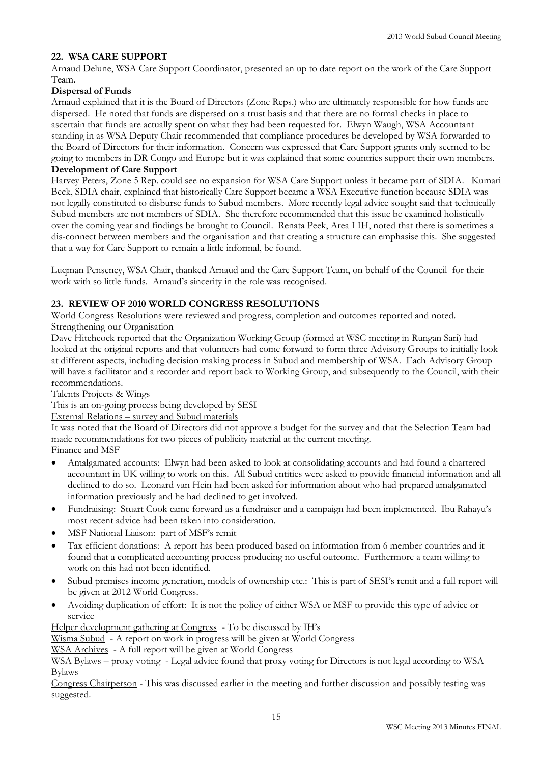## 22. WSA CARE SUPPORT

Arnaud Delune, WSA Care Support Coordinator, presented an up to date report on the work of the Care Support Team.

**Dispersal of Funds**

Arnaud explained that it is the Board of Directors (Zone Reps.) who are ultimately responsible for how funds are dispersed. He noted that funds are dispersed on a trust basis and that there are no formal checks in place to ascertain that funds are actually spent on what they had been requested for. Elwyn Waugh, WSA Accountant standing in as WSA Deputy Chair recommended that compliance procedures be developed by WSA forwarded to the Board of Directors for their information. Concern was expressed that Care Support grants only seemed to be going to members in DR Congo and Europe but it was explained that some countries support their own members.

**Development of Care Support**

Harvey Peters, Zone 5 Rep. could see no expansion for WSA Care Support unless it became part of SDIA. Kumari Beck, SDIA chair, explained that historically Care Support became a WSA Executive function because SDIA was not legally constituted to disburse funds to Subud members. More recently legal advice sought said that technically Subud members are not members of SDIA. She therefore recommended that this issue be examined holistically over the coming year and findings be brought to Council. Renata Peek, Area I IH, noted that there is sometimes a dis-connect between members and the organisation and that creating a structure can emphasise this. She suggested that a way for Care Support to remain a little informal, be found.

Luqman Penseney, WSA Chair, thanked Arnaud and the Care Support Team, on behalf of the Council for their work with so little funds. Arnaud's sincerity in the role was recognised.

## 23. REVIEW OF 2010 WORLD CONGRESS RESOLUTIONS

World Congress Resolutions were reviewed and progress, completion and outcomes reported and noted.

Strengthening our Organisation

Dave Hitchcock reported that the Organization Working Group (formed at WSC meeting in Rungan Sari) had looked at the original reports and that volunteers had come forward to form three Advisory Groups to initially look at different aspects, including decision making process in Subud and membership of WSA. Each Advisory Group will have a facilitator and a recorder and report back to Working Group, and subsequently to the Council, with their recommendations.

Talents Projects & Wings

This is an on-going process being developed by SESI

External Relations – survey and Subud materials

It was noted that the Board of Directors did not approve a budget for the survey and that the Selection Team had made recommendations for two pieces of publicity material at the current meeting.

Finance and MSF

- Amalgamated accounts: Elwyn had been asked to look at consolidating accounts and had found a chartered accountant in UK willing to work on this. All Subud entities were asked to provide financial information and all declined to do so. Leonard van Hein had been asked for information about who had prepared amalgamated information previously and he had declined to get involved.
- Fundraising: Stuart Cook came forward as a fundraiser and a campaign had been implemented. Ibu Rahayu's most recent advice had been taken into consideration.
- MSF National Liaison: part of MSF's remit
- Tax efficient donations: A report has been produced based on information from 6 member countries and it found that a complicated accounting process producing no useful outcome. Furthermore a team willing to work on this had not been identified.
- Subud premises income generation, models of ownership etc.: This is part of SESI's remit and a full report will be given at 2012 World Congress.
- Avoiding duplication of effort: It is not the policy of either WSA or MSF to provide this type of advice or service

Helper development gathering at Congress - To be discussed by IH's

Wisma Subud - A report on work in progress will be given at World Congress

WSA Archives - A full report will be given at World Congress

WSA Bylaws – proxy voting - Legal advice found that proxy voting for Directors is not legal according to WSA Bylaws

Congress Chairperson - This was discussed earlier in the meeting and further discussion and possibly testing was suggested.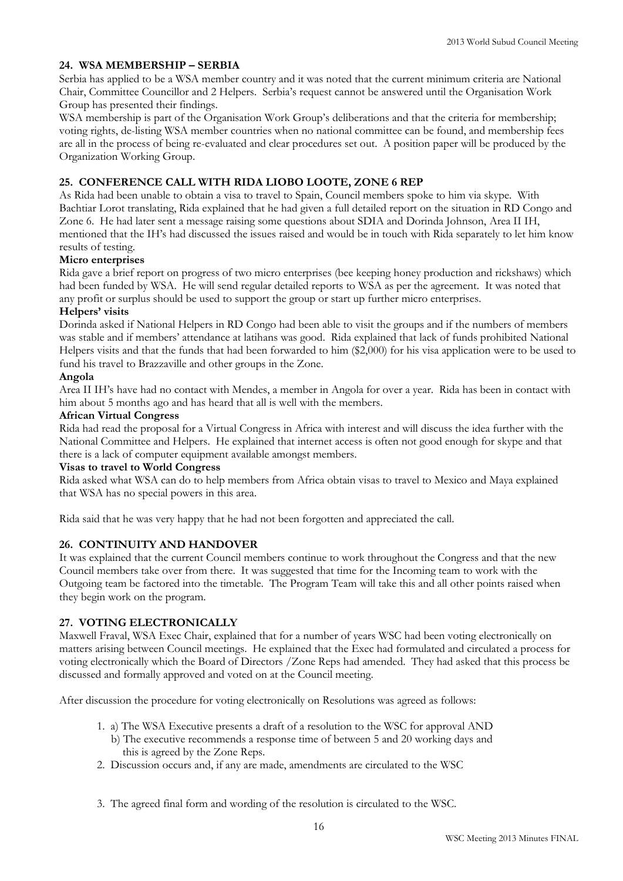## 24. WSA MEMBERSHIP – SERBIA

Serbia has applied to be a WSA member country and it was noted that the current minimum criteria are National Chair, Committee Councillor and 2 Helpers. Serbia's request cannot be answered until the Organisation Work Group has presented their findings.

WSA membership is part of the Organisation Work Group's deliberations and that the criteria for membership; voting rights, de-listing WSA member countries when no national committee can be found, and membership fees are all in the process of being re-evaluated and clear procedures set out. A position paper will be produced by the Organization Working Group.

## 25. CONFERENCE CALL WITH RIDA LIOBO LOOTE, ZONE 6 REP

As Rida had been unable to obtain a visa to travel to Spain, Council members spoke to him via skype. With Bachtiar Lorot translating, Rida explained that he had given a full detailed report on the situation in RD Congo and Zone 6. He had later sent a message raising some questions about SDIA and Dorinda Johnson, Area II IH, mentioned that the IH's had discussed the issues raised and would be in touch with Rida separately to let him know results of testing.

**Micro enterprises**

Rida gave a brief report on progress of two micro enterprises (bee keeping honey production and rickshaws) which had been funded by WSA. He will send regular detailed reports to WSA as per the agreement. It was noted that any profit or surplus should be used to support the group or start up further micro enterprises.

**Helpers' visits**

Dorinda asked if National Helpers in RD Congo had been able to visit the groups and if the numbers of members was stable and if members' attendance at latihans was good. Rida explained that lack of funds prohibited National Helpers visits and that the funds that had been forwarded to him ($2,000) for his visa application were to be used to fund his travel to Brazzaville and other groups in the Zone.

**Angola**

Area II IH's have had no contact with Mendes, a member in Angola for over a year. Rida has been in contact with him about 5 months ago and has heard that all is well with the members.

**African Virtual Congress**

Rida had read the proposal for a Virtual Congress in Africa with interest and will discuss the idea further with the National Committee and Helpers. He explained that internet access is often not good enough for skype and that there is a lack of computer equipment available amongst members.

**Visas to travel to World Congress**

Rida asked what WSA can do to help members from Africa obtain visas to travel to Mexico and Maya explained that WSA has no special powers in this area.

Rida said that he was very happy that he had not been forgotten and appreciated the call.

## 26. CONTINUITY AND HANDOVER

It was explained that the current Council members continue to work throughout the Congress and that the new Council members take over from there. It was suggested that time for the Incoming team to work with the Outgoing team be factored into the timetable. The Program Team will take this and all other points raised when they begin work on the program.

## 27. VOTING ELECTRONICALLY

Maxwell Fraval, WSA Exec Chair, explained that for a number of years WSC had been voting electronically on matters arising between Council meetings. He explained that the Exec had formulated and circulated a process for voting electronically which the Board of Directors /Zone Reps had amended. They had asked that this process be discussed and formally approved and voted on at the Council meeting.

After discussion the procedure for voting electronically on Resolutions was agreed as follows:

1. a) The WSA Executive presents a draft of a resolution to the WSC for approval AND
   b) The executive recommends a response time of between 5 and 20 working days and this is agreed by the Zone Reps.
2. Discussion occurs and, if any are made, amendments are circulated to the WSC
3. The agreed final form and wording of the resolution is circulated to the WSC.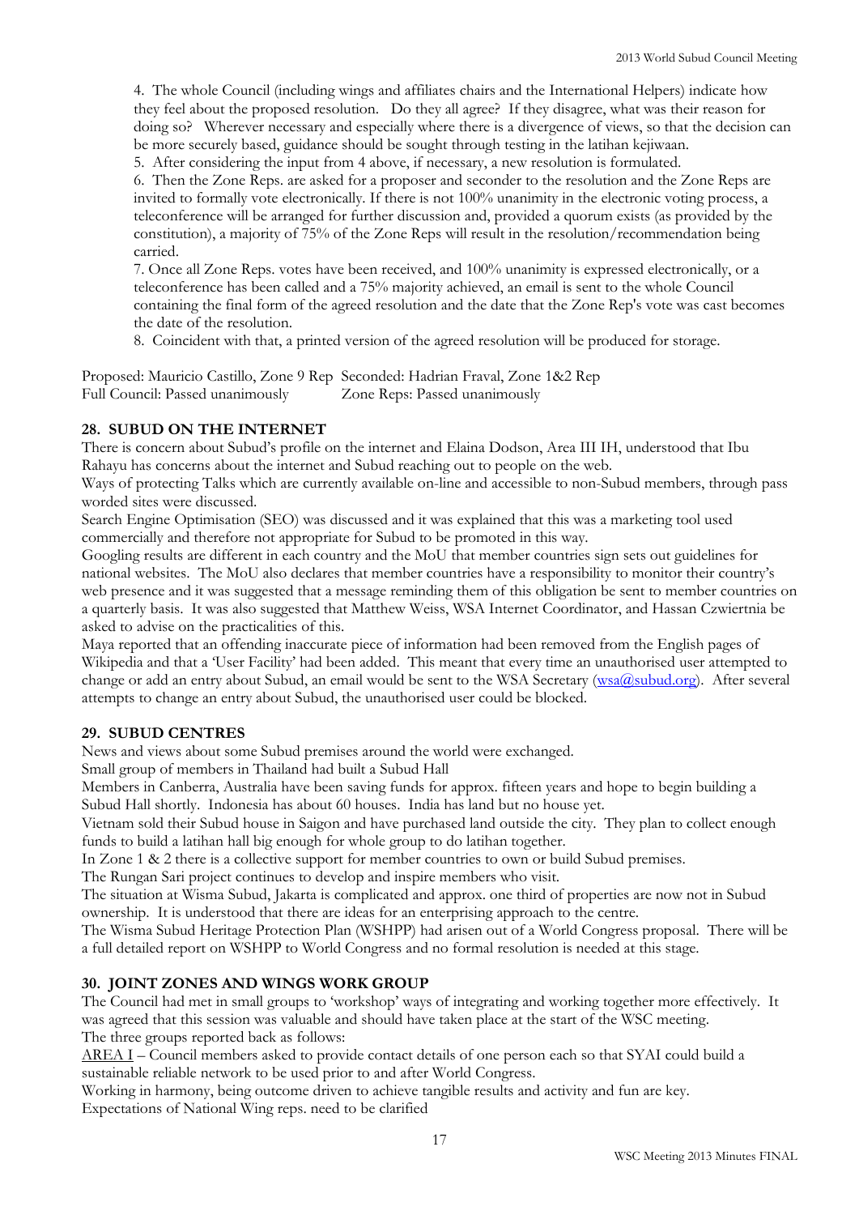4. The whole Council (including wings and affiliates chairs and the International Helpers) indicate how they feel about the proposed resolution. Do they all agree? If they disagree, what was their reason for doing so? Wherever necessary and especially where there is a divergence of views, so that the decision can be more securely based, guidance should be sought through testing in the latihan kejiwaan.

5. After considering the input from 4 above, if necessary, a new resolution is formulated.

6. Then the Zone Reps. are asked for a proposer and seconder to the resolution and the Zone Reps are invited to formally vote electronically. If there is not 100% unanimity in the electronic voting process, a teleconference will be arranged for further discussion and, provided a quorum exists (as provided by the constitution), a majority of 75% of the Zone Reps will result in the resolution/recommendation being carried.

7. Once all Zone Reps. votes have been received, and 100% unanimity is expressed electronically, or a teleconference has been called and a 75% majority achieved, an email is sent to the whole Council containing the final form of the agreed resolution and the date that the Zone Rep's vote was cast becomes the date of the resolution.

8. Coincident with that, a printed version of the agreed resolution will be produced for storage.

Proposed: Mauricio Castillo, Zone 9 Rep Seconded: Hadrian Fraval, Zone 1&2 Rep
Full Council: Passed unanimously Zone Reps: Passed unanimously

## 28. SUBUD ON THE INTERNET

There is concern about Subud's profile on the internet and Elaina Dodson, Area III IH, understood that Ibu Rahayu has concerns about the internet and Subud reaching out to people on the web.

Ways of protecting Talks which are currently available on-line and accessible to non-Subud members, through pass worded sites were discussed.

Search Engine Optimisation (SEO) was discussed and it was explained that this was a marketing tool used commercially and therefore not appropriate for Subud to be promoted in this way.

Googling results are different in each country and the MoU that member countries sign sets out guidelines for national websites. The MoU also declares that member countries have a responsibility to monitor their country's web presence and it was suggested that a message reminding them of this obligation be sent to member countries on a quarterly basis. It was also suggested that Matthew Weiss, WSA Internet Coordinator, and Hassan Czwiertnia be asked to advise on the practicalities of this.

Maya reported that an offending inaccurate piece of information had been removed from the English pages of Wikipedia and that a 'User Facility' had been added. This meant that every time an unauthorised user attempted to change or add an entry about Subud, an email would be sent to the WSA Secretary (wsa@subud.org). After several attempts to change an entry about Subud, the unauthorised user could be blocked.

## 29. SUBUD CENTRES

News and views about some Subud premises around the world were exchanged.

Small group of members in Thailand had built a Subud Hall

Members in Canberra, Australia have been saving funds for approx. fifteen years and hope to begin building a Subud Hall shortly. Indonesia has about 60 houses. India has land but no house yet.

Vietnam sold their Subud house in Saigon and have purchased land outside the city. They plan to collect enough funds to build a latihan hall big enough for whole group to do latihan together.

In Zone 1 & 2 there is a collective support for member countries to own or build Subud premises.

The Rungan Sari project continues to develop and inspire members who visit.

The situation at Wisma Subud, Jakarta is complicated and approx. one third of properties are now not in Subud ownership. It is understood that there are ideas for an enterprising approach to the centre.

The Wisma Subud Heritage Protection Plan (WSHPP) had arisen out of a World Congress proposal. There will be a full detailed report on WSHPP to World Congress and no formal resolution is needed at this stage.

## 30. JOINT ZONES AND WINGS WORK GROUP

The Council had met in small groups to 'workshop' ways of integrating and working together more effectively. It was agreed that this session was valuable and should have taken place at the start of the WSC meeting.

The three groups reported back as follows:

AREA I – Council members asked to provide contact details of one person each so that SYAI could build a sustainable reliable network to be used prior to and after World Congress.

Working in harmony, being outcome driven to achieve tangible results and activity and fun are key.

Expectations of National Wing reps. need to be clarified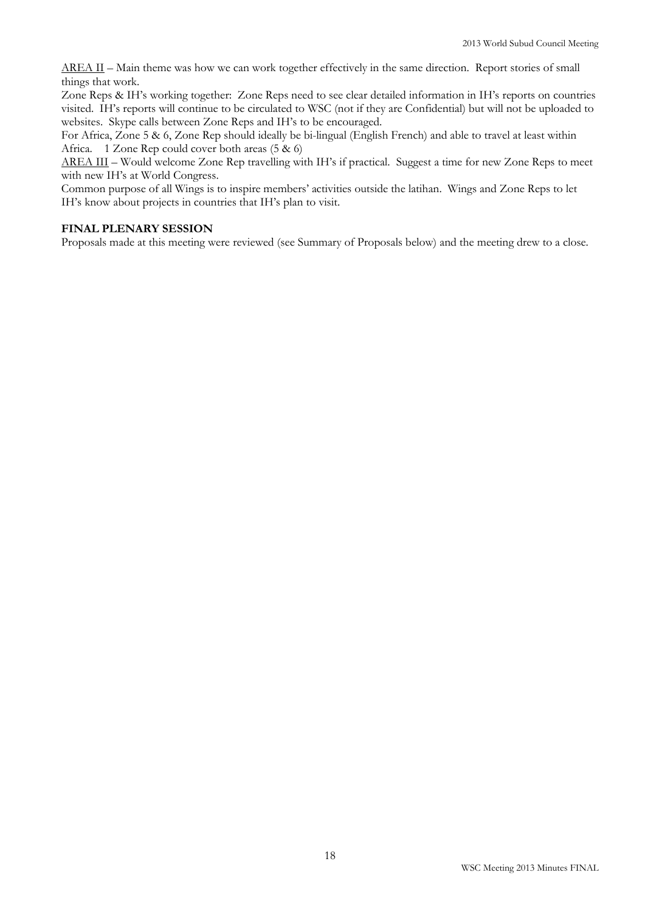<u>AREA II</u> – Main theme was how we can work together effectively in the same direction. Report stories of small things that work.

Zone Reps & IH's working together: Zone Reps need to see clear detailed information in IH's reports on countries visited. IH's reports will continue to be circulated to WSC (not if they are Confidential) but will not be uploaded to websites. Skype calls between Zone Reps and IH's to be encouraged.

For Africa, Zone 5 & 6, Zone Rep should ideally be bi-lingual (English French) and able to travel at least within Africa. 1 Zone Rep could cover both areas (5 & 6)

<u>AREA III</u> – Would welcome Zone Rep travelling with IH's if practical. Suggest a time for new Zone Reps to meet with new IH's at World Congress.

Common purpose of all Wings is to inspire members' activities outside the latihan. Wings and Zone Reps to let IH's know about projects in countries that IH's plan to visit.

**FINAL PLENARY SESSION**

Proposals made at this meeting were reviewed (see Summary of Proposals below) and the meeting drew to a close.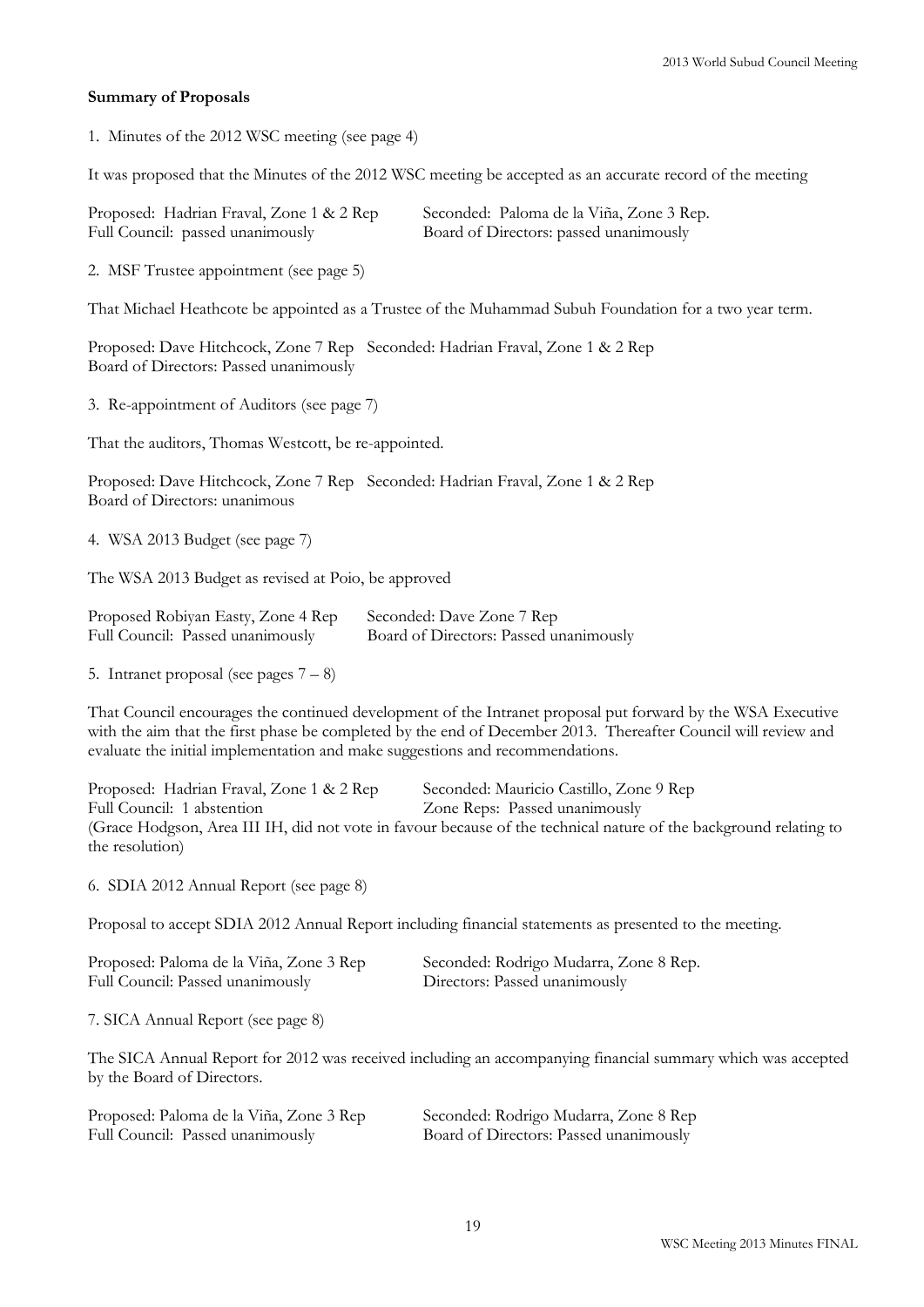**Summary of Proposals**

1. Minutes of the 2012 WSC meeting (see page 4)

It was proposed that the Minutes of the 2012 WSC meeting be accepted as an accurate record of the meeting

Proposed: Hadrian Fraval, Zone 1 & 2 Rep
Seconded: Paloma de la Viña, Zone 3 Rep.
Full Council: passed unanimously
Board of Directors: passed unanimously

2. MSF Trustee appointment (see page 5)

That Michael Heathcote be appointed as a Trustee of the Muhammad Subuh Foundation for a two year term.

Proposed: Dave Hitchcock, Zone 7 Rep
Seconded: Hadrian Fraval, Zone 1 & 2 Rep
Board of Directors: Passed unanimously

3. Re-appointment of Auditors (see page 7)

That the auditors, Thomas Westcott, be re-appointed.

Proposed: Dave Hitchcock, Zone 7 Rep
Seconded: Hadrian Fraval, Zone 1 & 2 Rep
Board of Directors: unanimous

4. WSA 2013 Budget (see page 7)

The WSA 2013 Budget as revised at Poio, be approved

Proposed Robiyan Easty, Zone 4 Rep
Seconded: Dave Zone 7 Rep
Full Council: Passed unanimously
Board of Directors: Passed unanimously

5. Intranet proposal (see pages 7 – 8)

That Council encourages the continued development of the Intranet proposal put forward by the WSA Executive with the aim that the first phase be completed by the end of December 2013. Thereafter Council will review and evaluate the initial implementation and make suggestions and recommendations.

Proposed: Hadrian Fraval, Zone 1 & 2 Rep
Seconded: Mauricio Castillo, Zone 9 Rep
Full Council: 1 abstention
Zone Reps: Passed unanimously
(Grace Hodgson, Area III IH, did not vote in favour because of the technical nature of the background relating to the resolution)

6. SDIA 2012 Annual Report (see page 8)

Proposal to accept SDIA 2012 Annual Report including financial statements as presented to the meeting.

Proposed: Paloma de la Viña, Zone 3 Rep
Seconded: Rodrigo Mudarra, Zone 8 Rep.
Full Council: Passed unanimously
Directors: Passed unanimously

7. SICA Annual Report (see page 8)

The SICA Annual Report for 2012 was received including an accompanying financial summary which was accepted by the Board of Directors.

Proposed: Paloma de la Viña, Zone 3 Rep
Seconded: Rodrigo Mudarra, Zone 8 Rep
Full Council: Passed unanimously
Board of Directors: Passed unanimously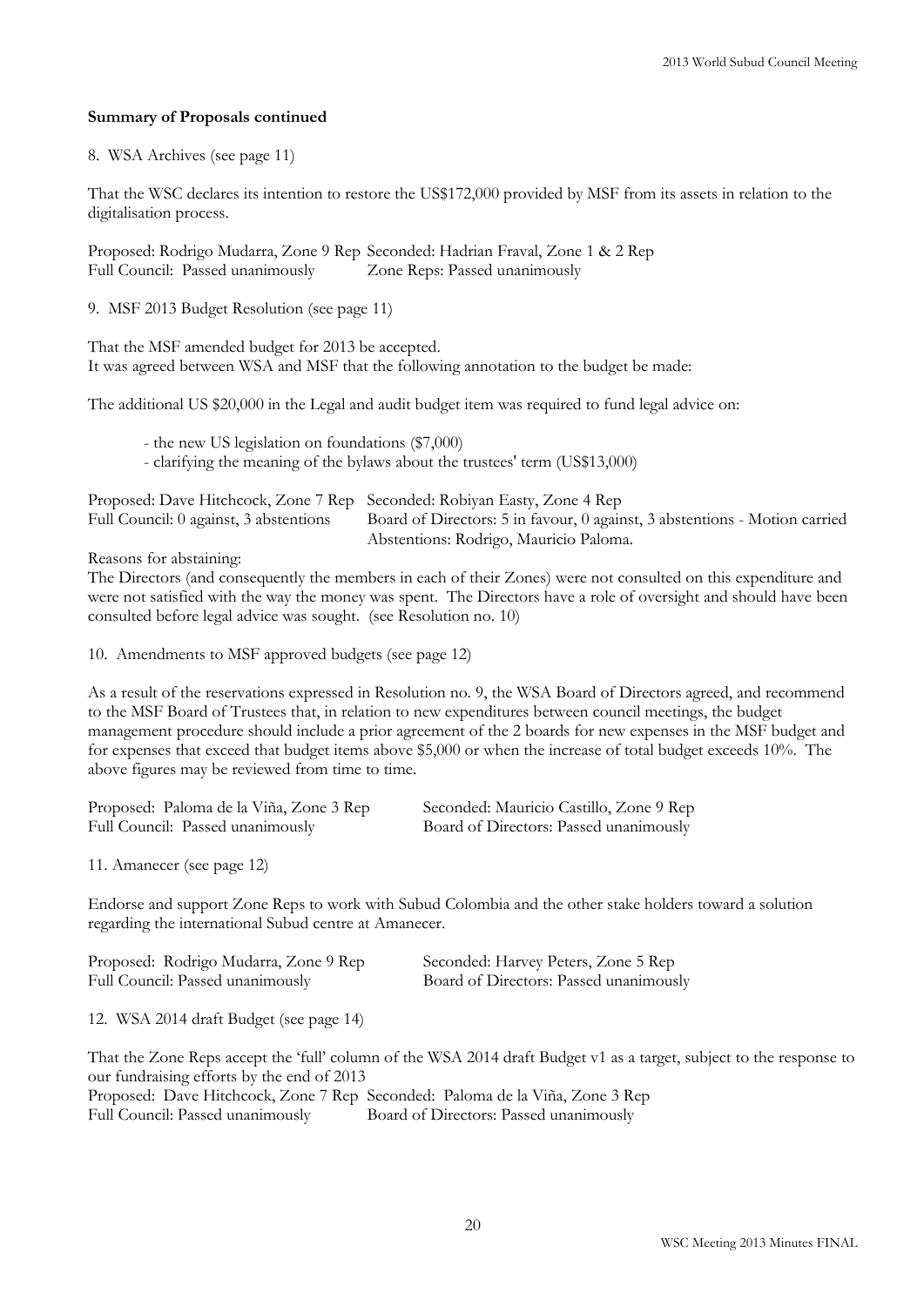**Summary of Proposals continued**

8. WSA Archives (see page 11)

That the WSC declares its intention to restore the US$172,000 provided by MSF from its assets in relation to the digitalisation process.

Proposed: Rodrigo Mudarra, Zone 9 Rep Seconded: Hadrian Fraval, Zone 1 & 2 Rep
Full Council: Passed unanimously Zone Reps: Passed unanimously

9. MSF 2013 Budget Resolution (see page 11)

That the MSF amended budget for 2013 be accepted.
It was agreed between WSA and MSF that the following annotation to the budget be made:

The additional US $20,000 in the Legal and audit budget item was required to fund legal advice on:

- the new US legislation on foundations ($7,000)
- clarifying the meaning of the bylaws about the trustees' term (US$13,000)

Proposed: Dave Hitchcock, Zone 7 Rep Seconded: Robiyan Easty, Zone 4 Rep
Full Council: 0 against, 3 abstentions Board of Directors: 5 in favour, 0 against, 3 abstentions - Motion carried
Abstentions: Rodrigo, Mauricio Paloma.

Reasons for abstaining:
The Directors (and consequently the members in each of their Zones) were not consulted on this expenditure and were not satisfied with the way the money was spent. The Directors have a role of oversight and should have been consulted before legal advice was sought. (see Resolution no. 10)

10. Amendments to MSF approved budgets (see page 12)

As a result of the reservations expressed in Resolution no. 9, the WSA Board of Directors agreed, and recommend to the MSF Board of Trustees that, in relation to new expenditures between council meetings, the budget management procedure should include a prior agreement of the 2 boards for new expenses in the MSF budget and for expenses that exceed that budget items above $5,000 or when the increase of total budget exceeds 10%. The above figures may be reviewed from time to time.

Proposed: Paloma de la Viña, Zone 3 Rep Seconded: Mauricio Castillo, Zone 9 Rep
Full Council: Passed unanimously Board of Directors: Passed unanimously

11. Amanecer (see page 12)

Endorse and support Zone Reps to work with Subud Colombia and the other stake holders toward a solution regarding the international Subud centre at Amanecer.

Proposed: Rodrigo Mudarra, Zone 9 Rep Seconded: Harvey Peters, Zone 5 Rep
Full Council: Passed unanimously Board of Directors: Passed unanimously

12. WSA 2014 draft Budget (see page 14)

That the Zone Reps accept the 'full' column of the WSA 2014 draft Budget v1 as a target, subject to the response to our fundraising efforts by the end of 2013
Proposed: Dave Hitchcock, Zone 7 Rep Seconded: Paloma de la Viña, Zone 3 Rep
Full Council: Passed unanimously Board of Directors: Passed unanimously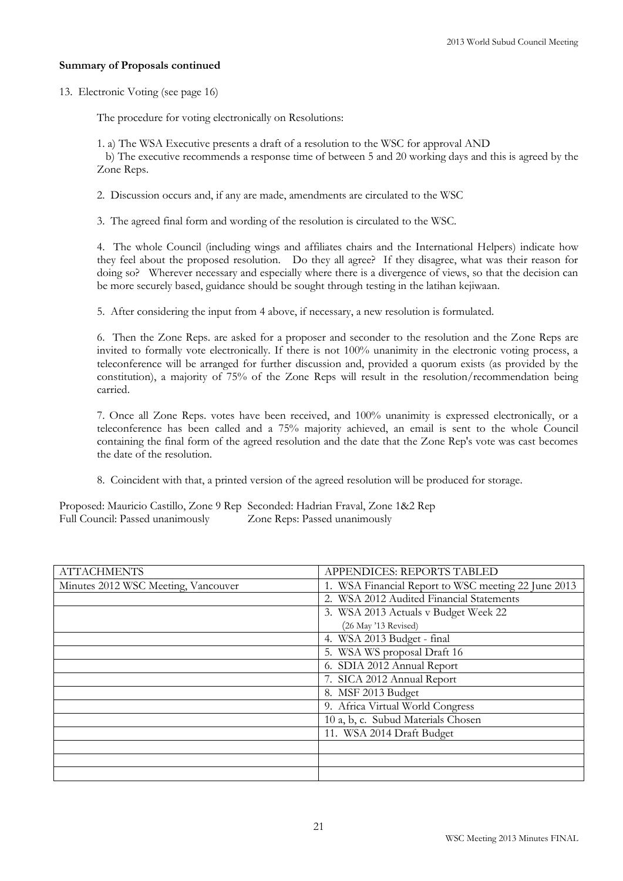**Summary of Proposals continued**

13. Electronic Voting (see page 16)

The procedure for voting electronically on Resolutions:

1. a) The WSA Executive presents a draft of a resolution to the WSC for approval AND
   b) The executive recommends a response time of between 5 and 20 working days and this is agreed by the Zone Reps.

2. Discussion occurs and, if any are made, amendments are circulated to the WSC

3. The agreed final form and wording of the resolution is circulated to the WSC.

4. The whole Council (including wings and affiliates chairs and the International Helpers) indicate how they feel about the proposed resolution. Do they all agree? If they disagree, what was their reason for doing so? Wherever necessary and especially where there is a divergence of views, so that the decision can be more securely based, guidance should be sought through testing in the latihan kejiwaan.

5. After considering the input from 4 above, if necessary, a new resolution is formulated.

6. Then the Zone Reps. are asked for a proposer and seconder to the resolution and the Zone Reps are invited to formally vote electronically. If there is not 100% unanimity in the electronic voting process, a teleconference will be arranged for further discussion and, provided a quorum exists (as provided by the constitution), a majority of 75% of the Zone Reps will result in the resolution/recommendation being carried.

7. Once all Zone Reps. votes have been received, and 100% unanimity is expressed electronically, or a teleconference has been called and a 75% majority achieved, an email is sent to the whole Council containing the final form of the agreed resolution and the date that the Zone Rep's vote was cast becomes the date of the resolution.

8. Coincident with that, a printed version of the agreed resolution will be produced for storage.

Proposed: Mauricio Castillo, Zone 9 Rep Seconded: Hadrian Fraval, Zone 1&2 Rep
Full Council: Passed unanimously Zone Reps: Passed unanimously

| ATTACHMENTS | APPENDICES: REPORTS TABLED |
|---|---|
| Minutes 2012 WSC Meeting, Vancouver | 1. WSA Financial Report to WSC meeting 22 June 2013 |
| | 2. WSA 2012 Audited Financial Statements |
| | 3. WSA 2013 Actuals v Budget Week 22 (26 May '13 Revised) |
| | 4. WSA 2013 Budget - final |
| | 5. WSA WS proposal Draft 16 |
| | 6. SDIA 2012 Annual Report |
| | 7. SICA 2012 Annual Report |
| | 8. MSF 2013 Budget |
| | 9. Africa Virtual World Congress |
| | 10 a, b, c. Subud Materials Chosen |
| | 11. WSA 2014 Draft Budget |
| | |
| | |
| | |